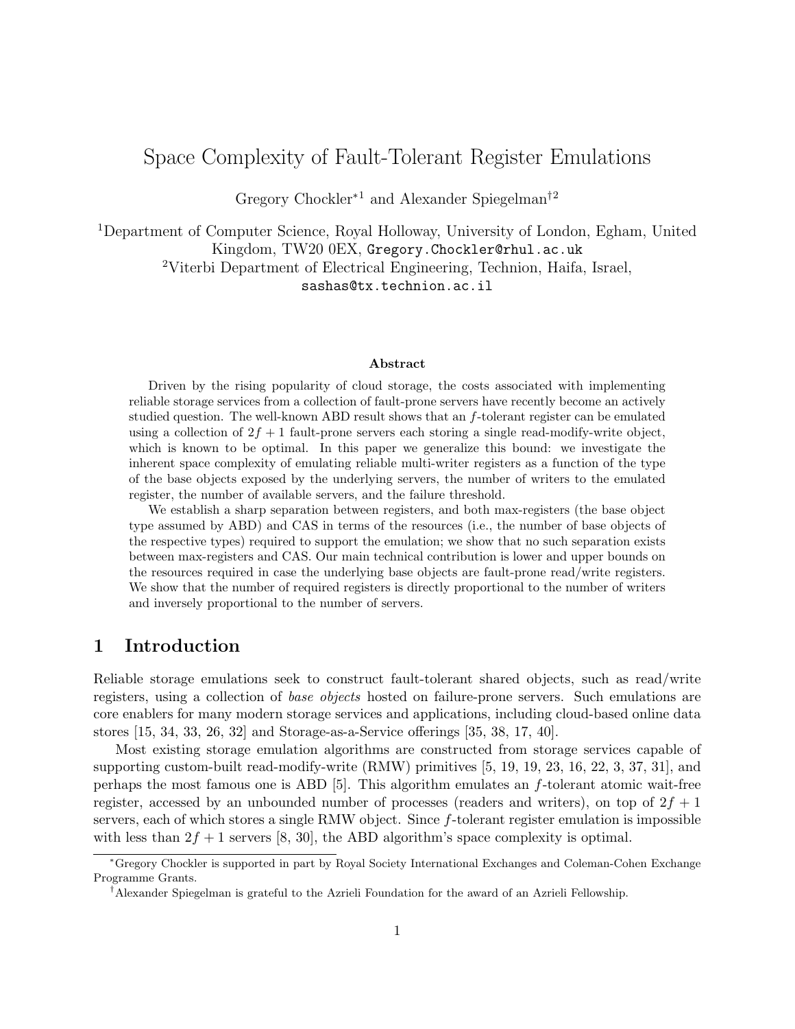# Space Complexity of Fault-Tolerant Register Emulations

Gregory Chockler*[1] and Alexander Spiegelman†[2]

[1]Department of Computer Science, Royal Holloway, University of London, Egham, United Kingdom, TW20 0EX, Gregory.Chockler@rhul.ac.uk

[2]Viterbi Department of Electrical Engineering, Technion, Haifa, Israel, sashas@tx.technion.ac.il

### Abstract

Driven by the rising popularity of cloud storage, the costs associated with implementing reliable storage services from a collection of fault-prone servers have recently become an actively studied question. The well-known ABD result shows that an $f$-tolerant register can be emulated using a collection of $2f + 1$ fault-prone servers each storing a single read-modify-write object, which is known to be optimal. In this paper we generalize this bound: we investigate the inherent space complexity of emulating reliable multi-writer registers as a function of the type of the base objects exposed by the underlying servers, the number of writers to the emulated register, the number of available servers, and the failure threshold.

We establish a sharp separation between registers, and both max-registers (the base object type assumed by ABD) and CAS in terms of the resources (i.e., the number of base objects of the respective types) required to support the emulation; we show that no such separation exists between max-registers and CAS. Our main technical contribution is lower and upper bounds on the resources required in case the underlying base objects are fault-prone read/write registers. We show that the number of required registers is directly proportional to the number of writers and inversely proportional to the number of servers.

## 1 Introduction

Reliable storage emulations seek to construct fault-tolerant shared objects, such as read/write registers, using a collection of *base objects* hosted on failure-prone servers. Such emulations are core enablers for many modern storage services and applications, including cloud-based online data stores [15, 34, 33, 26, 32] and Storage-as-a-Service offerings [35, 38, 17, 40].

Most existing storage emulation algorithms are constructed from storage services capable of supporting custom-built read-modify-write (RMW) primitives [5, 19, 19, 23, 16, 22, 3, 37, 31], and perhaps the most famous one is ABD [5]. This algorithm emulates an $f$-tolerant atomic wait-free register, accessed by an unbounded number of processes (readers and writers), on top of $2f + 1$ servers, each of which stores a single RMW object. Since $f$-tolerant register emulation is impossible with less than $2f + 1$ servers [8, 30], the ABD algorithm's space complexity is optimal.

*Gregory Chockler is supported in part by Royal Society International Exchanges and Coleman-Cohen Exchange Programme Grants.

†Alexander Spiegelman is grateful to the Azrieli Foundation for the award of an Azrieli Fellowship.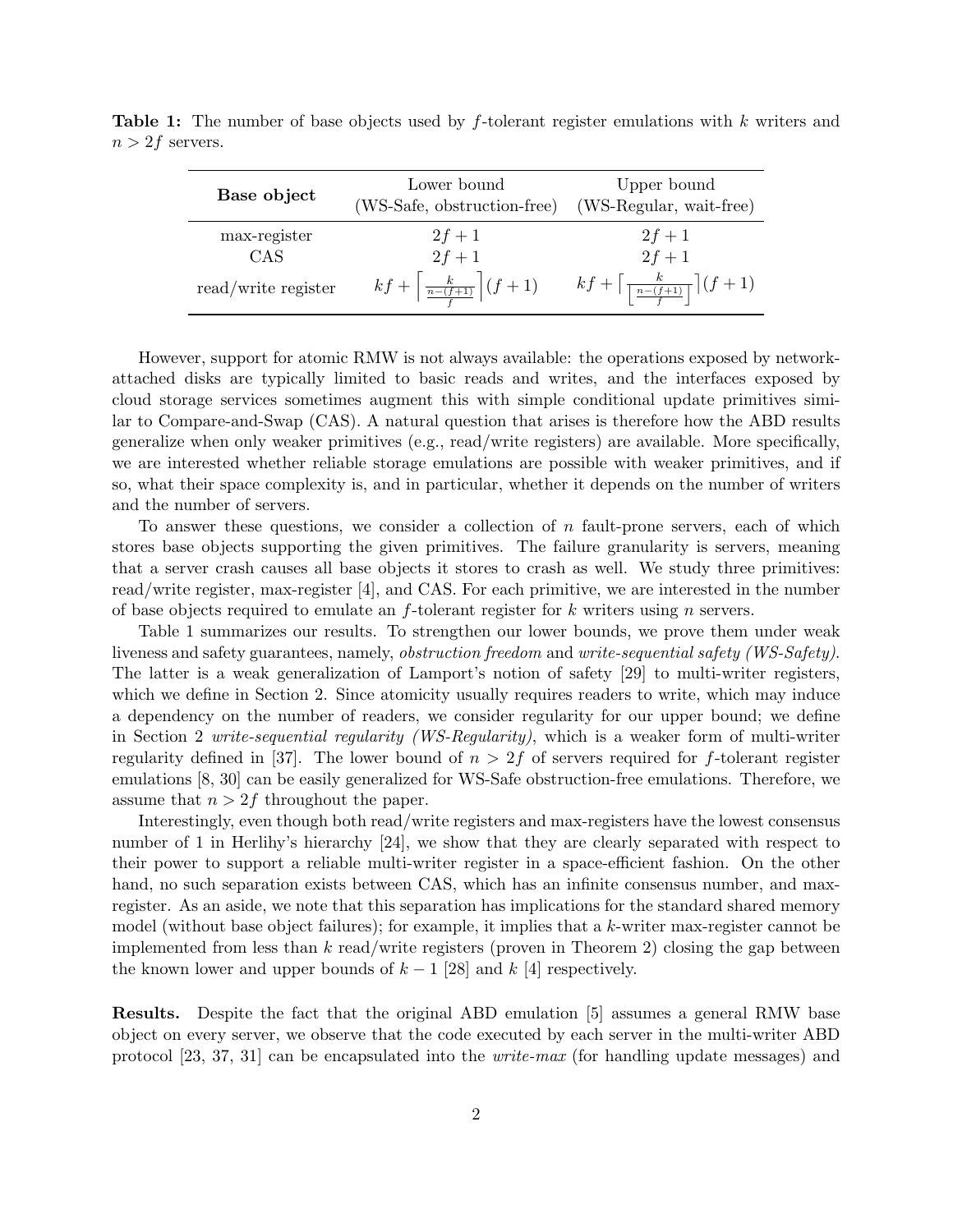**Table 1:** The number of base objects used by $f$-tolerant register emulations with $k$ writers and $n > 2f$ servers.

| **Base object** | Lower bound (WS-Safe, obstruction-free) | Upper bound (WS-Regular, wait-free) |
|---|---|---|
| max-register | $2f+1$ | $2f+1$ |
| CAS | $2f+1$ | $2f+1$ |
| read/write register | $kf + \left\lceil \frac{k}{\frac{n-(f+1)}{f}} \right\rceil (f+1)$ | $kf + \left\lceil \frac{k}{\left\lfloor \frac{n-(f+1)}{f} \right\rfloor} \right\rceil (f+1)$ |

However, support for atomic RMW is not always available: the operations exposed by network-attached disks are typically limited to basic reads and writes, and the interfaces exposed by cloud storage services sometimes augment this with simple conditional update primitives similar to Compare-and-Swap (CAS). A natural question that arises is therefore how the ABD results generalize when only weaker primitives (e.g., read/write registers) are available. More specifically, we are interested whether reliable storage emulations are possible with weaker primitives, and if so, what their space complexity is, and in particular, whether it depends on the number of writers and the number of servers.

To answer these questions, we consider a collection of $n$ fault-prone servers, each of which stores base objects supporting the given primitives. The failure granularity is servers, meaning that a server crash causes all base objects it stores to crash as well. We study three primitives: read/write register, max-register [4], and CAS. For each primitive, we are interested in the number of base objects required to emulate an $f$-tolerant register for $k$ writers using $n$ servers.

Table 1 summarizes our results. To strengthen our lower bounds, we prove them under weak liveness and safety guarantees, namely, *obstruction freedom* and *write-sequential safety (WS-Safety)*. The latter is a weak generalization of Lamport's notion of safety [29] to multi-writer registers, which we define in Section 2. Since atomicity usually requires readers to write, which may induce a dependency on the number of readers, we consider regularity for our upper bound; we define in Section 2 *write-sequential regularity (WS-Regularity)*, which is a weaker form of multi-writer regularity defined in [37]. The lower bound of $n > 2f$ of servers required for $f$-tolerant register emulations [8, 30] can be easily generalized for WS-Safe obstruction-free emulations. Therefore, we assume that $n > 2f$ throughout the paper.

Interestingly, even though both read/write registers and max-registers have the lowest consensus number of 1 in Herlihy's hierarchy [24], we show that they are clearly separated with respect to their power to support a reliable multi-writer register in a space-efficient fashion. On the other hand, no such separation exists between CAS, which has an infinite consensus number, and max-register. As an aside, we note that this separation has implications for the standard shared memory model (without base object failures); for example, it implies that a $k$-writer max-register cannot be implemented from less than $k$ read/write registers (proven in Theorem 2) closing the gap between the known lower and upper bounds of $k-1$ [28] and $k$ [4] respectively.

**Results.** Despite the fact that the original ABD emulation [5] assumes a general RMW base object on every server, we observe that the code executed by each server in the multi-writer ABD protocol [23, 37, 31] can be encapsulated into the *write-max* (for handling update messages) and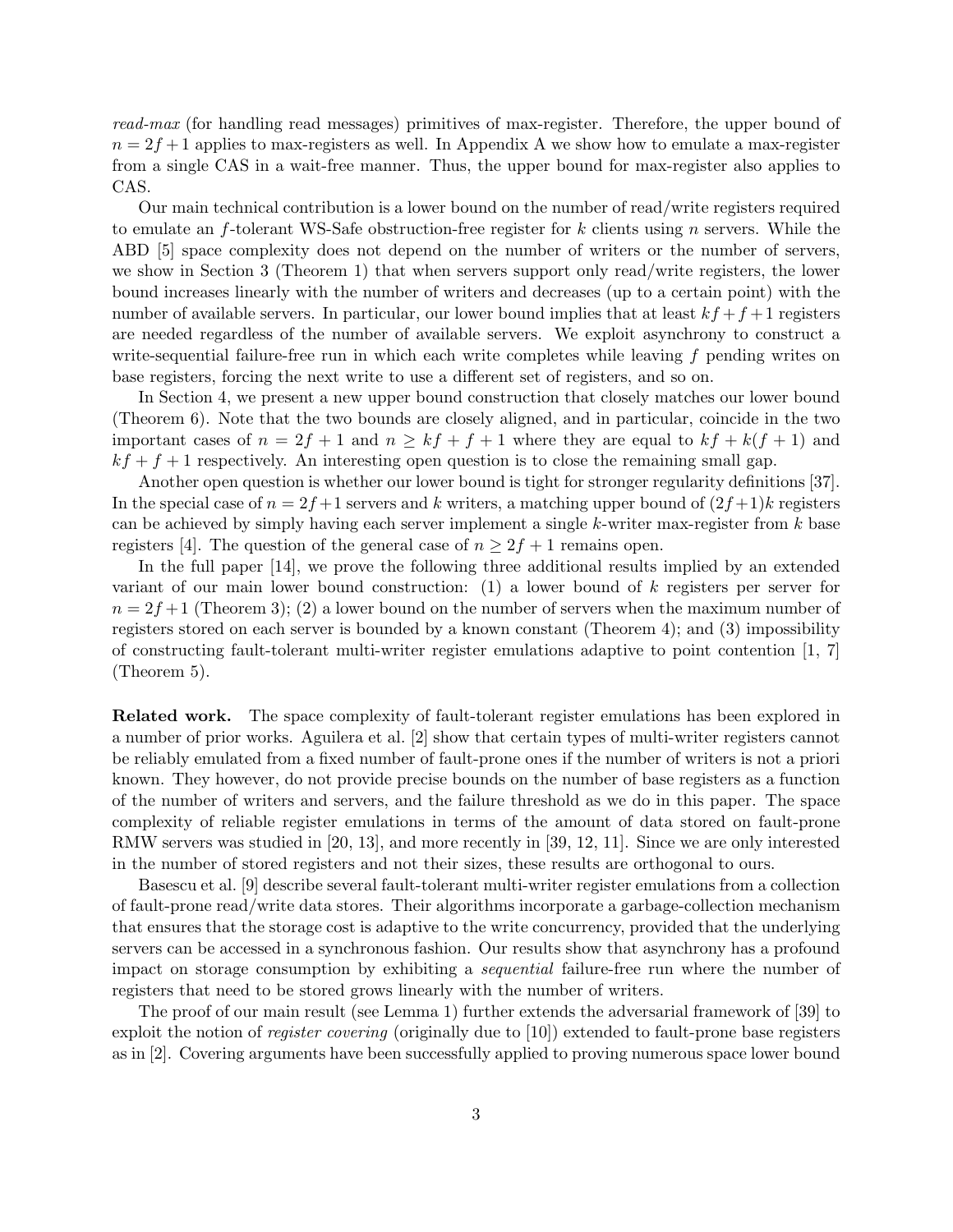*read-max* (for handling read messages) primitives of max-register. Therefore, the upper bound of $n = 2f + 1$ applies to max-registers as well. In Appendix A we show how to emulate a max-register from a single CAS in a wait-free manner. Thus, the upper bound for max-register also applies to CAS.

Our main technical contribution is a lower bound on the number of read/write registers required to emulate an $f$-tolerant WS-Safe obstruction-free register for $k$ clients using $n$ servers. While the ABD [5] space complexity does not depend on the number of writers or the number of servers, we show in Section 3 (Theorem 1) that when servers support only read/write registers, the lower bound increases linearly with the number of writers and decreases (up to a certain point) with the number of available servers. In particular, our lower bound implies that at least $kf + f + 1$ registers are needed regardless of the number of available servers. We exploit asynchrony to construct a write-sequential failure-free run in which each write completes while leaving $f$ pending writes on base registers, forcing the next write to use a different set of registers, and so on.

In Section 4, we present a new upper bound construction that closely matches our lower bound (Theorem 6). Note that the two bounds are closely aligned, and in particular, coincide in the two important cases of $n = 2f + 1$ and $n \geq kf + f + 1$ where they are equal to $kf + k(f + 1)$ and $kf + f + 1$ respectively. An interesting open question is to close the remaining small gap.

Another open question is whether our lower bound is tight for stronger regularity definitions [37]. In the special case of $n = 2f + 1$ servers and $k$ writers, a matching upper bound of $(2f + 1)k$ registers can be achieved by simply having each server implement a single $k$-writer max-register from $k$ base registers [4]. The question of the general case of $n \geq 2f + 1$ remains open.

In the full paper [14], we prove the following three additional results implied by an extended variant of our main lower bound construction: (1) a lower bound of $k$ registers per server for $n = 2f + 1$ (Theorem 3); (2) a lower bound on the number of servers when the maximum number of registers stored on each server is bounded by a known constant (Theorem 4); and (3) impossibility of constructing fault-tolerant multi-writer register emulations adaptive to point contention [1, 7] (Theorem 5).

**Related work.** The space complexity of fault-tolerant register emulations has been explored in a number of prior works. Aguilera et al. [2] show that certain types of multi-writer registers cannot be reliably emulated from a fixed number of fault-prone ones if the number of writers is not a priori known. They however, do not provide precise bounds on the number of base registers as a function of the number of writers and servers, and the failure threshold as we do in this paper. The space complexity of reliable register emulations in terms of the amount of data stored on fault-prone RMW servers was studied in [20, 13], and more recently in [39, 12, 11]. Since we are only interested in the number of stored registers and not their sizes, these results are orthogonal to ours.

Basescu et al. [9] describe several fault-tolerant multi-writer register emulations from a collection of fault-prone read/write data stores. Their algorithms incorporate a garbage-collection mechanism that ensures that the storage cost is adaptive to the write concurrency, provided that the underlying servers can be accessed in a synchronous fashion. Our results show that asynchrony has a profound impact on storage consumption by exhibiting a *sequential* failure-free run where the number of registers that need to be stored grows linearly with the number of writers.

The proof of our main result (see Lemma 1) further extends the adversarial framework of [39] to exploit the notion of *register covering* (originally due to [10]) extended to fault-prone base registers as in [2]. Covering arguments have been successfully applied to proving numerous space lower bound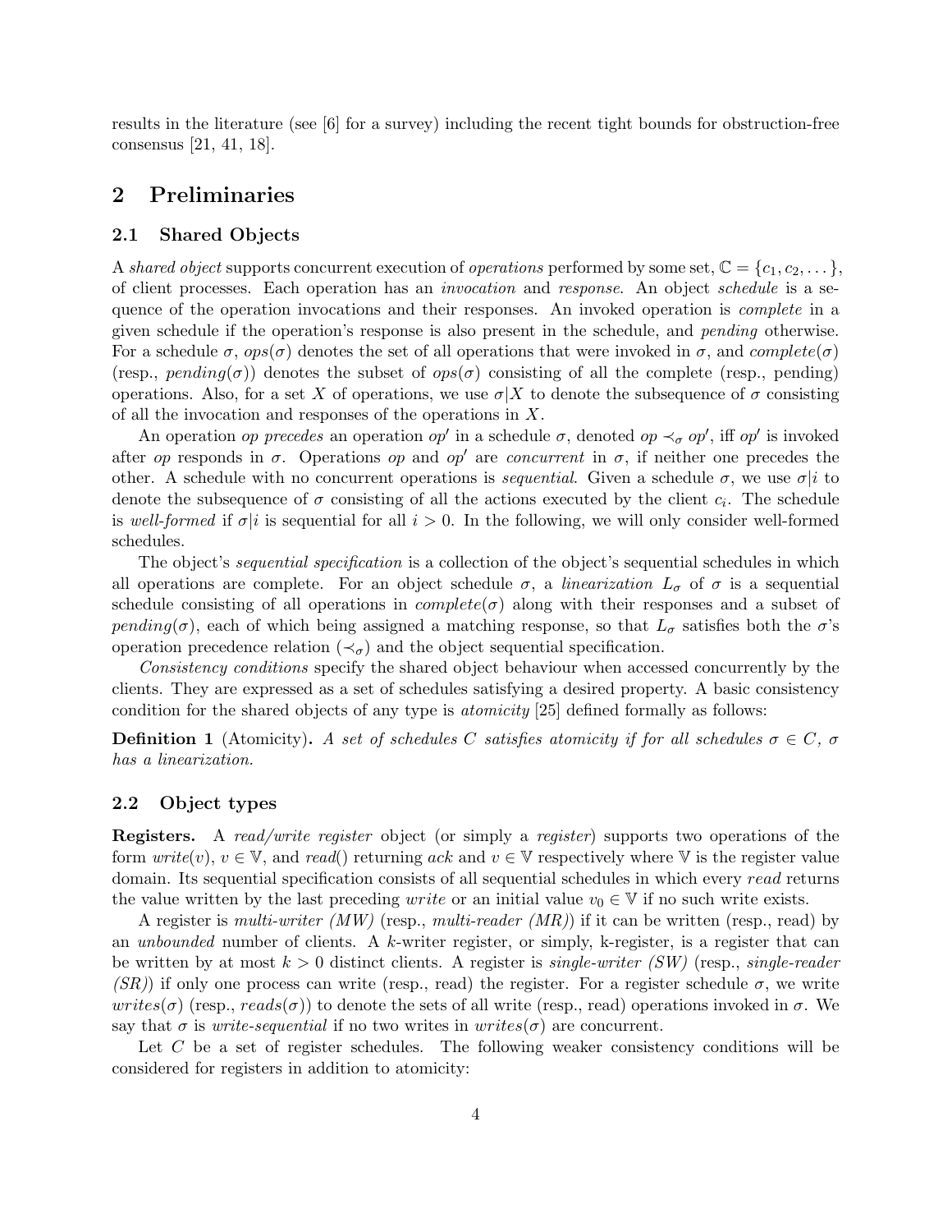results in the literature (see [6] for a survey) including the recent tight bounds for obstruction-free consensus [21, 41, 18].

## 2 Preliminaries

### 2.1 Shared Objects

A *shared object* supports concurrent execution of *operations* performed by some set, $\mathbb{C} = \{c_1, c_2, \dots\}$, of client processes. Each operation has an *invocation* and *response*. An object *schedule* is a sequence of the operation invocations and their responses. An invoked operation is *complete* in a given schedule if the operation's response is also present in the schedule, and *pending* otherwise. For a schedule $\sigma$, $ops(\sigma)$ denotes the set of all operations that were invoked in $\sigma$, and $complete(\sigma)$ (resp., $pending(\sigma)$) denotes the subset of $ops(\sigma)$ consisting of all the complete (resp., pending) operations. Also, for a set $X$ of operations, we use $\sigma|X$ to denote the subsequence of $\sigma$ consisting of all the invocation and responses of the operations in $X$.

An operation *op precedes* an operation $op'$ in a schedule $\sigma$, denoted $op \prec_\sigma op'$, iff $op'$ is invoked after $op$ responds in $\sigma$. Operations $op$ and $op'$ are *concurrent* in $\sigma$, if neither one precedes the other. A schedule with no concurrent operations is *sequential*. Given a schedule $\sigma$, we use $\sigma|i$ to denote the subsequence of $\sigma$ consisting of all the actions executed by the client $c_i$. The schedule is *well-formed* if $\sigma|i$ is sequential for all $i > 0$. In the following, we will only consider well-formed schedules.

The object's *sequential specification* is a collection of the object's sequential schedules in which all operations are complete. For an object schedule $\sigma$, a *linearization* $L_\sigma$ of $\sigma$ is a sequential schedule consisting of all operations in $complete(\sigma)$ along with their responses and a subset of $pending(\sigma)$, each of which being assigned a matching response, so that $L_\sigma$ satisfies both the $\sigma$'s operation precedence relation ($\prec_\sigma$) and the object sequential specification.

*Consistency conditions* specify the shared object behaviour when accessed concurrently by the clients. They are expressed as a set of schedules satisfying a desired property. A basic consistency condition for the shared objects of any type is *atomicity* [25] defined formally as follows:

**Definition 1** (Atomicity). *A set of schedules $C$ satisfies atomicity if for all schedules $\sigma \in C$, $\sigma$ has a linearization.*

### 2.2 Object types

**Registers.** A *read/write register* object (or simply a *register*) supports two operations of the form $write(v)$, $v \in \mathbb{V}$, and $read()$ returning $ack$ and $v \in \mathbb{V}$ respectively where $\mathbb{V}$ is the register value domain. Its sequential specification consists of all sequential schedules in which every *read* returns the value written by the last preceding *write* or an initial value $v_0 \in \mathbb{V}$ if no such write exists.

A register is *multi-writer (MW)* (resp., *multi-reader (MR)*) if it can be written (resp., read) by an *unbounded* number of clients. A $k$-writer register, or simply, k-register, is a register that can be written by at most $k > 0$ distinct clients. A register is *single-writer (SW)* (resp., *single-reader (SR)*) if only one process can write (resp., read) the register. For a register schedule $\sigma$, we write $writes(\sigma)$ (resp., $reads(\sigma)$) to denote the sets of all write (resp., read) operations invoked in $\sigma$. We say that $\sigma$ is *write-sequential* if no two writes in $writes(\sigma)$ are concurrent.

Let $C$ be a set of register schedules. The following weaker consistency conditions will be considered for registers in addition to atomicity: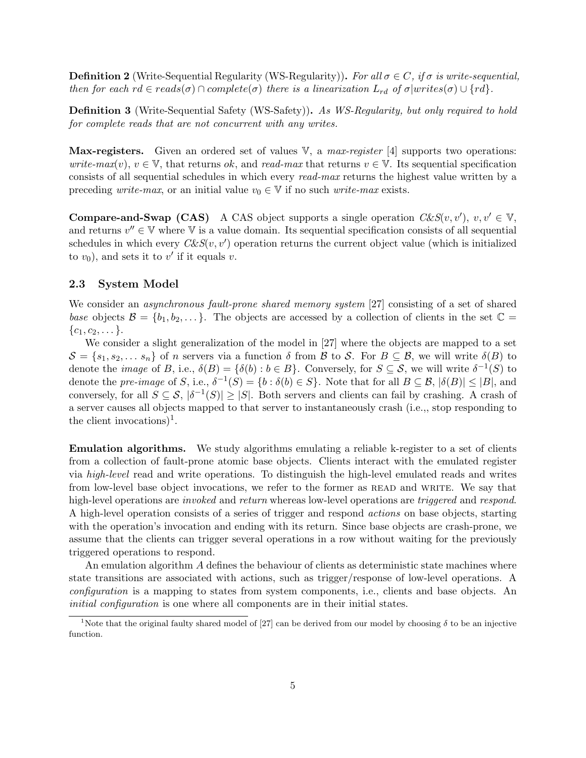**Definition 2** (Write-Sequential Regularity (WS-Regularity))**.** *For all $\sigma \in C$, if $\sigma$ is write-sequential, then for each $rd \in reads(\sigma) \cap complete(\sigma)$ there is a linearization $L_{rd}$ of $\sigma|writes(\sigma) \cup \{rd\}$.*

**Definition 3** (Write-Sequential Safety (WS-Safety))**.** *As WS-Regularity, but only required to hold for complete reads that are not concurrent with any writes.*

**Max-registers.** Given an ordered set of values $\mathbb{V}$, a *max-register* [4] supports two operations: *write-max*$(v)$, $v \in \mathbb{V}$, that returns *ok*, and *read-max* that returns $v \in \mathbb{V}$. Its sequential specification consists of all sequential schedules in which every *read-max* returns the highest value written by a preceding *write-max*, or an initial value $v_0 \in \mathbb{V}$ if no such *write-max* exists.

**Compare-and-Swap (CAS)** A CAS object supports a single operation $C\&S(v, v')$, $v, v' \in \mathbb{V}$, and returns $v'' \in \mathbb{V}$ where $\mathbb{V}$ is a value domain. Its sequential specification consists of all sequential schedules in which every $C\&S(v, v')$ operation returns the current object value (which is initialized to $v_0$), and sets it to $v'$ if it equals $v$.

### 2.3 System Model

We consider an *asynchronous fault-prone shared memory system* [27] consisting of a set of shared *base* objects $\mathcal{B} = \{b_1, b_2, \ldots\}$. The objects are accessed by a collection of clients in the set $\mathbb{C} = \{c_1, c_2, \ldots\}$.

We consider a slight generalization of the model in [27] where the objects are mapped to a set $\mathcal{S} = \{s_1, s_2, \ldots s_n\}$ of $n$ servers via a function $\delta$ from $\mathcal{B}$ to $\mathcal{S}$. For $B \subseteq \mathcal{B}$, we will write $\delta(B)$ to denote the *image* of $B$, i.e., $\delta(B) = \{\delta(b) : b \in B\}$. Conversely, for $S \subseteq \mathcal{S}$, we will write $\delta^{-1}(S)$ to denote the *pre-image* of $S$, i.e., $\delta^{-1}(S) = \{b : \delta(b) \in S\}$. Note that for all $B \subseteq \mathcal{B}$, $|\delta(B)| \leq |B|$, and conversely, for all $S \subseteq \mathcal{S}$, $|\delta^{-1}(S)| \geq |S|$. Both servers and clients can fail by crashing. A crash of a server causes all objects mapped to that server to instantaneously crash (i.e.,, stop responding to the client invocations)[1].

**Emulation algorithms.** We study algorithms emulating a reliable k-register to a set of clients from a collection of fault-prone atomic base objects. Clients interact with the emulated register via *high-level* read and write operations. To distinguish the high-level emulated reads and writes from low-level base object invocations, we refer to the former as READ and WRITE. We say that high-level operations are *invoked* and *return* whereas low-level operations are *triggered* and *respond*. A high-level operation consists of a series of trigger and respond *actions* on base objects, starting with the operation's invocation and ending with its return. Since base objects are crash-prone, we assume that the clients can trigger several operations in a row without waiting for the previously triggered operations to respond.

An emulation algorithm $A$ defines the behaviour of clients as deterministic state machines where state transitions are associated with actions, such as trigger/response of low-level operations. A *configuration* is a mapping to states from system components, i.e., clients and base objects. An *initial configuration* is one where all components are in their initial states.

[1] Note that the original faulty shared model of [27] can be derived from our model by choosing $\delta$ to be an injective function.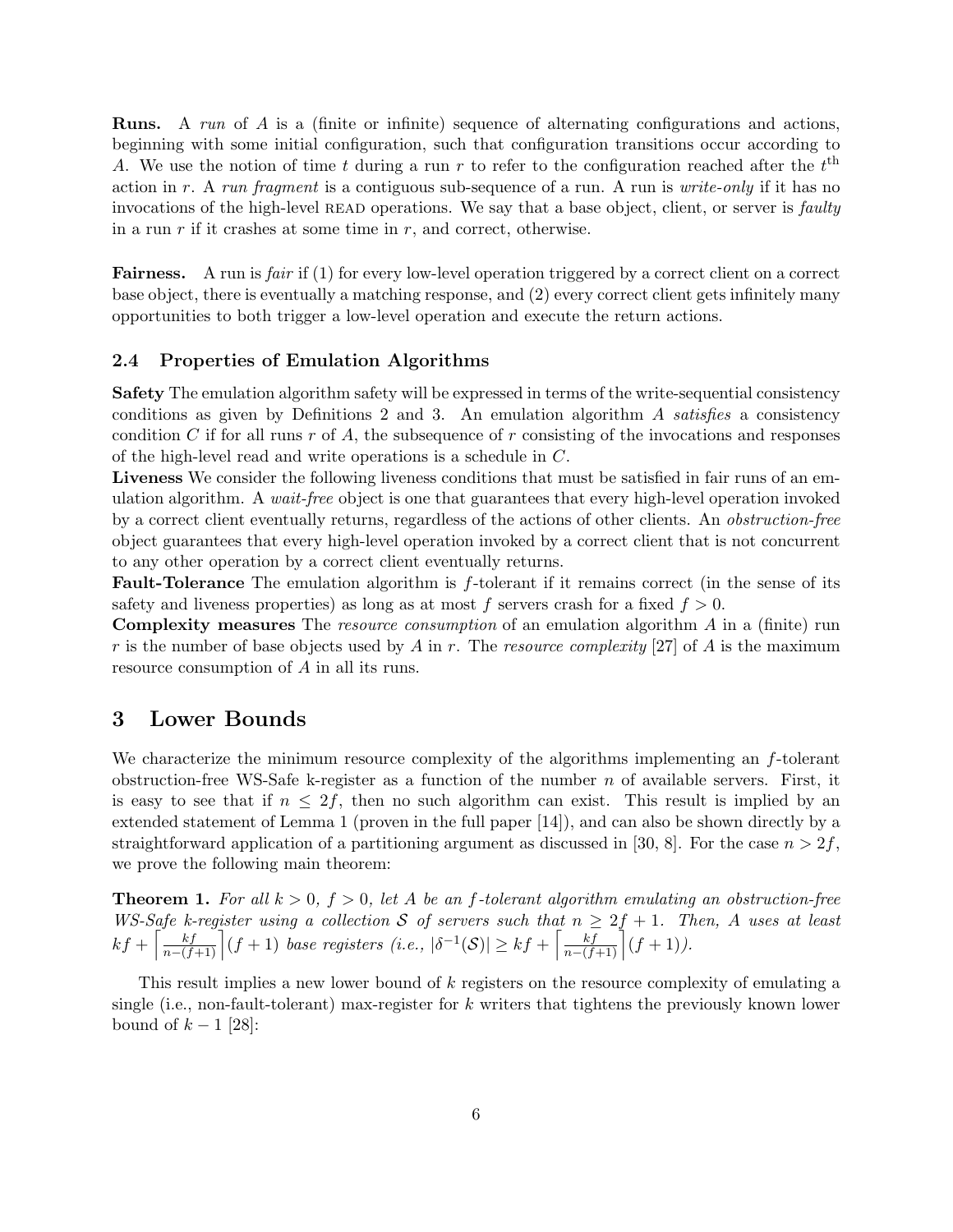**Runs.** A *run* of $A$ is a (finite or infinite) sequence of alternating configurations and actions, beginning with some initial configuration, such that configuration transitions occur according to $A$. We use the notion of time $t$ during a run $r$ to refer to the configuration reached after the $t^{\text{th}}$ action in $r$. A *run fragment* is a contiguous sub-sequence of a run. A run is *write-only* if it has no invocations of the high-level READ operations. We say that a base object, client, or server is *faulty* in a run $r$ if it crashes at some time in $r$, and correct, otherwise.

**Fairness.** A run is *fair* if (1) for every low-level operation triggered by a correct client on a correct base object, there is eventually a matching response, and (2) every correct client gets infinitely many opportunities to both trigger a low-level operation and execute the return actions.

### 2.4 Properties of Emulation Algorithms

**Safety** The emulation algorithm safety will be expressed in terms of the write-sequential consistency conditions as given by Definitions 2 and 3. An emulation algorithm $A$ *satisfies* a consistency condition $C$ if for all runs $r$ of $A$, the subsequence of $r$ consisting of the invocations and responses of the high-level read and write operations is a schedule in $C$.

**Liveness** We consider the following liveness conditions that must be satisfied in fair runs of an emulation algorithm. A *wait-free* object is one that guarantees that every high-level operation invoked by a correct client eventually returns, regardless of the actions of other clients. An *obstruction-free* object guarantees that every high-level operation invoked by a correct client that is not concurrent to any other operation by a correct client eventually returns.

**Fault-Tolerance** The emulation algorithm is $f$-tolerant if it remains correct (in the sense of its safety and liveness properties) as long as at most $f$ servers crash for a fixed $f > 0$.

**Complexity measures** The *resource consumption* of an emulation algorithm $A$ in a (finite) run $r$ is the number of base objects used by $A$ in $r$. The *resource complexity* [27] of $A$ is the maximum resource consumption of $A$ in all its runs.

## 3 Lower Bounds

We characterize the minimum resource complexity of the algorithms implementing an $f$-tolerant obstruction-free WS-Safe k-register as a function of the number $n$ of available servers. First, it is easy to see that if $n \leq 2f$, then no such algorithm can exist. This result is implied by an extended statement of Lemma 1 (proven in the full paper [14]), and can also be shown directly by a straightforward application of a partitioning argument as discussed in [30, 8]. For the case $n > 2f$, we prove the following main theorem:

**Theorem 1.** *For all $k > 0$, $f > 0$, let $A$ be an $f$-tolerant algorithm emulating an obstruction-free WS-Safe k-register using a collection $\mathcal{S}$ of servers such that $n \geq 2f + 1$. Then, $A$ uses at least $kf + \left\lceil \frac{kf}{n-(f+1)} \right\rceil (f+1)$ base registers (i.e., $|\delta^{-1}(\mathcal{S})| \geq kf + \left\lceil \frac{kf}{n-(f+1)} \right\rceil (f+1)$).*

This result implies a new lower bound of $k$ registers on the resource complexity of emulating a single (i.e., non-fault-tolerant) max-register for $k$ writers that tightens the previously known lower bound of $k - 1$ [28]: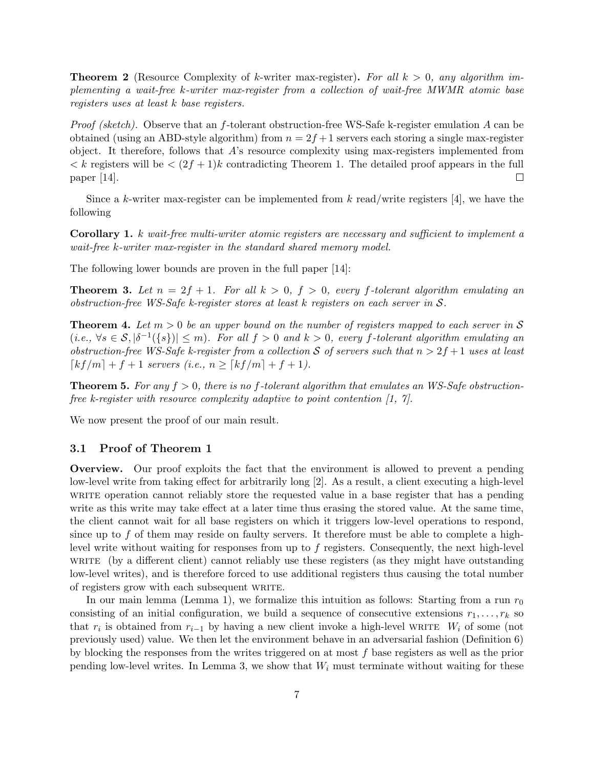**Theorem 2** (Resource Complexity of $k$-writer max-register)**.** *For all $k > 0$, any algorithm implementing a wait-free $k$-writer max-register from a collection of wait-free MWMR atomic base registers uses at least $k$ base registers.*

*Proof (sketch).* Observe that an $f$-tolerant obstruction-free WS-Safe k-register emulation $A$ can be obtained (using an ABD-style algorithm) from $n = 2f+1$ servers each storing a single max-register object. It therefore, follows that $A$'s resource complexity using max-registers implemented from $< k$ registers will be $< (2f+1)k$ contradicting Theorem 1. The detailed proof appears in the full paper [14]. □

Since a $k$-writer max-register can be implemented from $k$ read/write registers [4], we have the following

**Corollary 1.** *$k$ wait-free multi-writer atomic registers are necessary and sufficient to implement a wait-free $k$-writer max-register in the standard shared memory model.*

The following lower bounds are proven in the full paper [14]:

**Theorem 3.** *Let $n = 2f+1$. For all $k > 0$, $f > 0$, every $f$-tolerant algorithm emulating an obstruction-free WS-Safe $k$-register stores at least $k$ registers on each server in $\mathcal{S}$.*

**Theorem 4.** *Let $m > 0$ be an upper bound on the number of registers mapped to each server in $\mathcal{S}$ (i.e., $\forall s \in \mathcal{S}, |\delta^{-1}(\{s\})| \leq m$). For all $f > 0$ and $k > 0$, every $f$-tolerant algorithm emulating an obstruction-free WS-Safe $k$-register from a collection $\mathcal{S}$ of servers such that $n > 2f+1$ uses at least $\lceil kf/m \rceil + f + 1$ servers (i.e., $n \geq \lceil kf/m \rceil + f + 1$).*

**Theorem 5.** *For any $f > 0$, there is no $f$-tolerant algorithm that emulates an WS-Safe obstruction-free $k$-register with resource complexity adaptive to point contention [1, 7].*

We now present the proof of our main result.

### 3.1 Proof of Theorem 1

**Overview.** Our proof exploits the fact that the environment is allowed to prevent a pending low-level write from taking effect for arbitrarily long [2]. As a result, a client executing a high-level WRITE operation cannot reliably store the requested value in a base register that has a pending write as this write may take effect at a later time thus erasing the stored value. At the same time, the client cannot wait for all base registers on which it triggers low-level operations to respond, since up to $f$ of them may reside on faulty servers. It therefore must be able to complete a high-level write without waiting for responses from up to $f$ registers. Consequently, the next high-level WRITE (by a different client) cannot reliably use these registers (as they might have outstanding low-level writes), and is therefore forced to use additional registers thus causing the total number of registers grow with each subsequent WRITE.

In our main lemma (Lemma 1), we formalize this intuition as follows: Starting from a run $r_0$ consisting of an initial configuration, we build a sequence of consecutive extensions $r_1, \ldots, r_k$ so that $r_i$ is obtained from $r_{i-1}$ by having a new client invoke a high-level WRITE $W_i$ of some (not previously used) value. We then let the environment behave in an adversarial fashion (Definition 6) by blocking the responses from the writes triggered on at most $f$ base registers as well as the prior pending low-level writes. In Lemma 3, we show that $W_i$ must terminate without waiting for these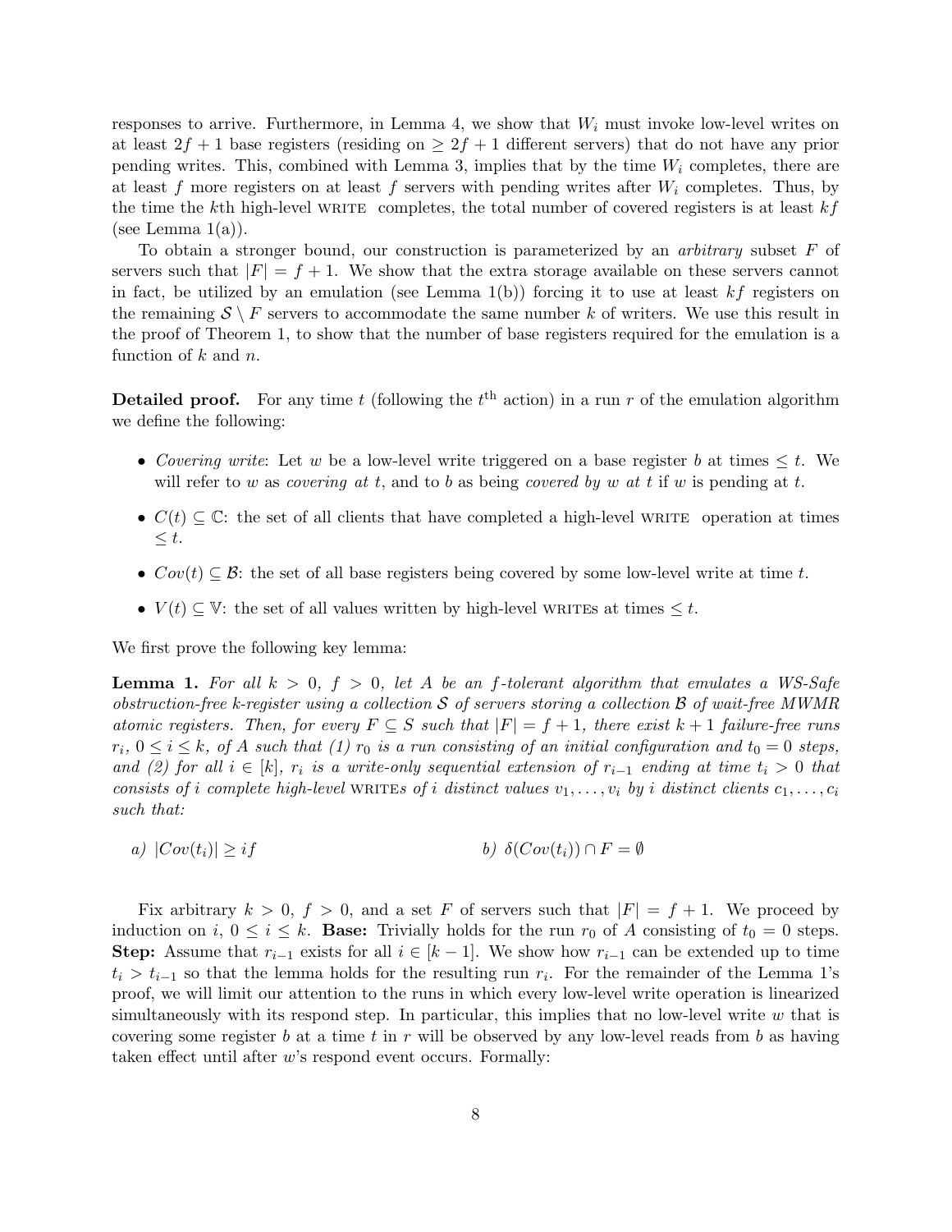responses to arrive. Furthermore, in Lemma 4, we show that $W_i$ must invoke low-level writes on at least $2f+1$ base registers (residing on $\geq 2f+1$ different servers) that do not have any prior pending writes. This, combined with Lemma 3, implies that by the time $W_i$ completes, there are at least $f$ more registers on at least $f$ servers with pending writes after $W_i$ completes. Thus, by the time the $k$th high-level WRITE completes, the total number of covered registers is at least $kf$ (see Lemma 1(a)).

To obtain a stronger bound, our construction is parameterized by an *arbitrary* subset $F$ of servers such that $|F| = f+1$. We show that the extra storage available on these servers cannot in fact, be utilized by an emulation (see Lemma 1(b)) forcing it to use at least $kf$ registers on the remaining $\mathcal{S} \setminus F$ servers to accommodate the same number $k$ of writers. We use this result in the proof of Theorem 1, to show that the number of base registers required for the emulation is a function of $k$ and $n$.

**Detailed proof.** For any time $t$ (following the $t^{\text{th}}$ action) in a run $r$ of the emulation algorithm we define the following:

- *Covering write*: Let $w$ be a low-level write triggered on a base register $b$ at times $\leq t$. We will refer to $w$ as *covering at* $t$, and to $b$ as being *covered by* $w$ *at* $t$ if $w$ is pending at $t$.
- $C(t) \subseteq \mathbb{C}$: the set of all clients that have completed a high-level WRITE operation at times $\leq t$.
- $Cov(t) \subseteq \mathcal{B}$: the set of all base registers being covered by some low-level write at time $t$.
- $V(t) \subseteq \mathbb{V}$: the set of all values written by high-level WRITEs at times $\leq t$.

We first prove the following key lemma:

**Lemma 1.** *For all $k > 0$, $f > 0$, let $A$ be an $f$-tolerant algorithm that emulates a WS-Safe obstruction-free $k$-register using a collection $\mathcal{S}$ of servers storing a collection $\mathcal{B}$ of wait-free MWMR atomic registers. Then, for every $F \subseteq S$ such that $|F| = f+1$, there exist $k+1$ failure-free runs $r_i$, $0 \leq i \leq k$, of $A$ such that (1) $r_0$ is a run consisting of an initial configuration and $t_0 = 0$ steps, and (2) for all $i \in [k]$, $r_i$ is a write-only sequential extension of $r_{i-1}$ ending at time $t_i > 0$ that consists of $i$ complete high-level* WRITE*s of $i$ distinct values $v_1, \ldots, v_i$ by $i$ distinct clients $c_1, \ldots, c_i$ such that:*

*a)* $|Cov(t_i)| \geq if$  *b)* $\delta(Cov(t_i)) \cap F = \emptyset$

Fix arbitrary $k > 0$, $f > 0$, and a set $F$ of servers such that $|F| = f+1$. We proceed by induction on $i$, $0 \leq i \leq k$. **Base:** Trivially holds for the run $r_0$ of $A$ consisting of $t_0 = 0$ steps. **Step:** Assume that $r_{i-1}$ exists for all $i \in [k-1]$. We show how $r_{i-1}$ can be extended up to time $t_i > t_{i-1}$ so that the lemma holds for the resulting run $r_i$. For the remainder of the Lemma 1's proof, we will limit our attention to the runs in which every low-level write operation is linearized simultaneously with its respond step. In particular, this implies that no low-level write $w$ that is covering some register $b$ at a time $t$ in $r$ will be observed by any low-level reads from $b$ as having taken effect until after $w$'s respond event occurs. Formally: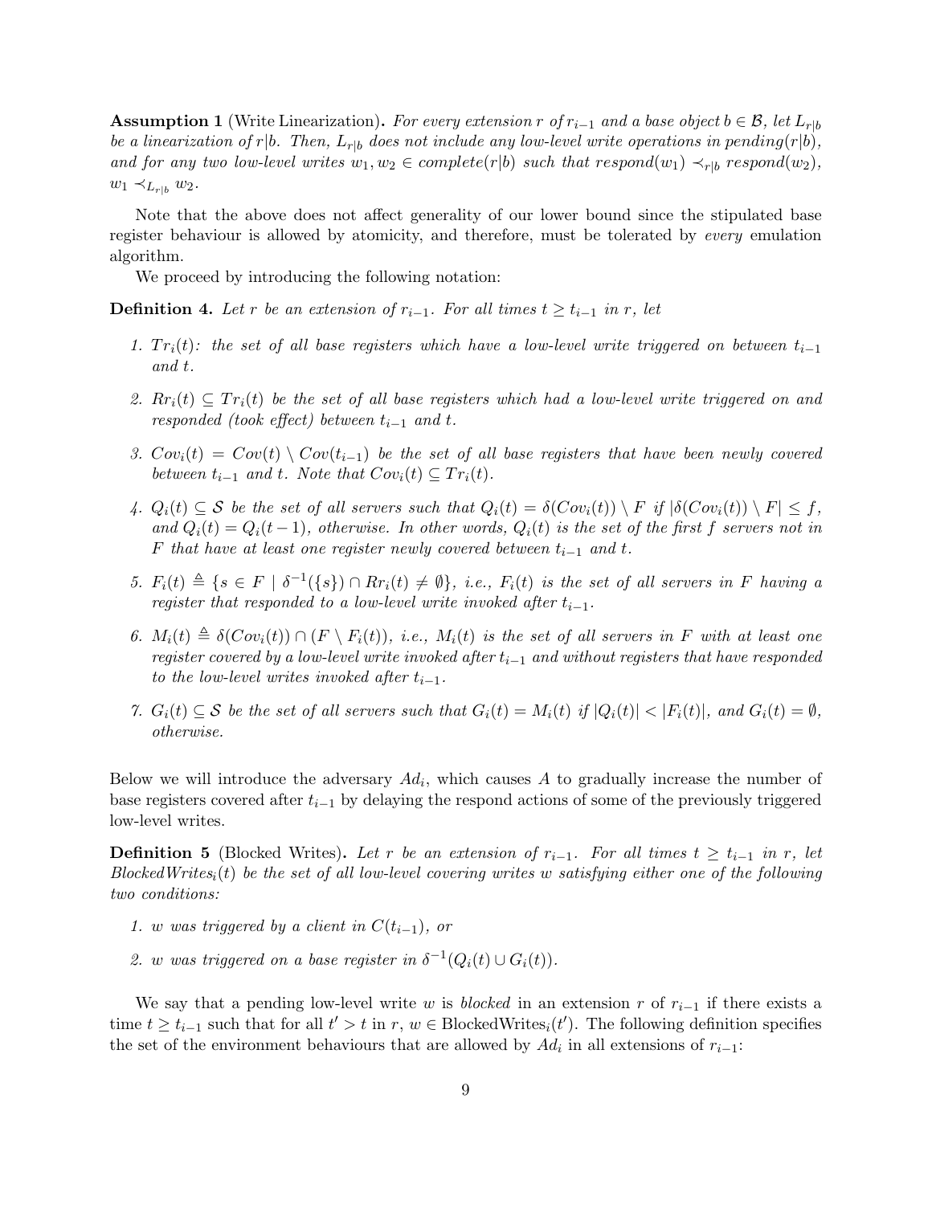**Assumption 1** (Write Linearization)**.** *For every extension $r$ of $r_{i-1}$ and a base object $b \in \mathcal{B}$, let $L_{r|b}$ be a linearization of $r|b$. Then, $L_{r|b}$ does not include any low-level write operations in $pending(r|b)$, and for any two low-level writes $w_1, w_2 \in complete(r|b)$ such that $respond(w_1) \prec_{r|b} respond(w_2)$, $w_1 \prec_{L_{r|b}} w_2$.*

Note that the above does not affect generality of our lower bound since the stipulated base register behaviour is allowed by atomicity, and therefore, must be tolerated by *every* emulation algorithm.

We proceed by introducing the following notation:

**Definition 4.** *Let $r$ be an extension of $r_{i-1}$. For all times $t \geq t_{i-1}$ in $r$, let*

1. *$Tr_i(t)$: the set of all base registers which have a low-level write triggered on between $t_{i-1}$ and $t$.*
2. *$Rr_i(t) \subseteq Tr_i(t)$ be the set of all base registers which had a low-level write triggered on and responded (took effect) between $t_{i-1}$ and $t$.*
3. *$Cov_i(t) = Cov(t) \setminus Cov(t_{i-1})$ be the set of all base registers that have been newly covered between $t_{i-1}$ and $t$. Note that $Cov_i(t) \subseteq Tr_i(t)$.*
4. *$Q_i(t) \subseteq \mathcal{S}$ be the set of all servers such that $Q_i(t) = \delta(Cov_i(t)) \setminus F$ if $|\delta(Cov_i(t)) \setminus F| \leq f$, and $Q_i(t) = Q_i(t-1)$, otherwise. In other words, $Q_i(t)$ is the set of the first $f$ servers not in $F$ that have at least one register newly covered between $t_{i-1}$ and $t$.*
5. *$F_i(t) \triangleq \{s \in F \mid \delta^{-1}(\{s\}) \cap Rr_i(t) \neq \emptyset\}$, i.e., $F_i(t)$ is the set of all servers in $F$ having a register that responded to a low-level write invoked after $t_{i-1}$.*
6. *$M_i(t) \triangleq \delta(Cov_i(t)) \cap (F \setminus F_i(t))$, i.e., $M_i(t)$ is the set of all servers in $F$ with at least one register covered by a low-level write invoked after $t_{i-1}$ and without registers that have responded to the low-level writes invoked after $t_{i-1}$.*
7. *$G_i(t) \subseteq \mathcal{S}$ be the set of all servers such that $G_i(t) = M_i(t)$ if $|Q_i(t)| < |F_i(t)|$, and $G_i(t) = \emptyset$, otherwise.*

Below we will introduce the adversary $Ad_i$, which causes $A$ to gradually increase the number of base registers covered after $t_{i-1}$ by delaying the respond actions of some of the previously triggered low-level writes.

**Definition 5** (Blocked Writes)**.** *Let $r$ be an extension of $r_{i-1}$. For all times $t \geq t_{i-1}$ in $r$, let $BlockedWrites_i(t)$ be the set of all low-level covering writes $w$ satisfying either one of the following two conditions:*

1. *$w$ was triggered by a client in $C(t_{i-1})$, or*
2. *$w$ was triggered on a base register in $\delta^{-1}(Q_i(t) \cup G_i(t))$.*

We say that a pending low-level write $w$ is *blocked* in an extension $r$ of $r_{i-1}$ if there exists a time $t \geq t_{i-1}$ such that for all $t' > t$ in $r$, $w \in \text{BlockedWrites}_i(t')$. The following definition specifies the set of the environment behaviours that are allowed by $Ad_i$ in all extensions of $r_{i-1}$: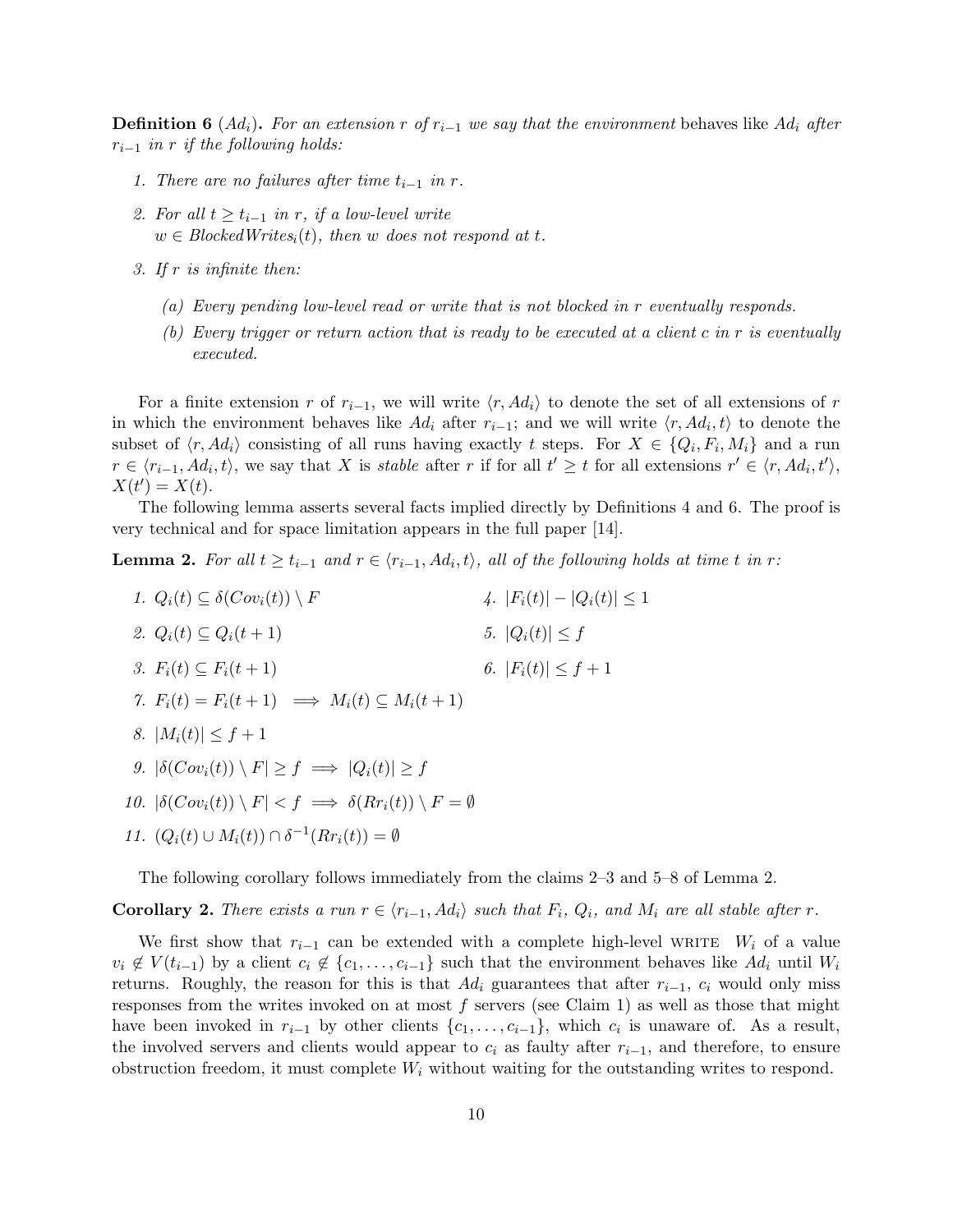**Definition 6** ($Ad_i$)**.** *For an extension $r$ of $r_{i-1}$ we say that the environment* behaves like $Ad_i$ *after $r_{i-1}$ in $r$ if the following holds:*

1. *There are no failures after time $t_{i-1}$ in $r$.*
2. *For all $t \geq t_{i-1}$ in $r$, if a low-level write $w \in BlockedWrites_i(t)$, then $w$ does not respond at $t$.*
3. *If $r$ is infinite then:*
   - (a) *Every pending low-level read or write that is not blocked in $r$ eventually responds.*
   - (b) *Every trigger or return action that is ready to be executed at a client $c$ in $r$ is eventually executed.*

For a finite extension $r$ of $r_{i-1}$, we will write $\langle r, Ad_i \rangle$ to denote the set of all extensions of $r$ in which the environment behaves like $Ad_i$ after $r_{i-1}$; and we will write $\langle r, Ad_i, t \rangle$ to denote the subset of $\langle r, Ad_i \rangle$ consisting of all runs having exactly $t$ steps. For $X \in \{Q_i, F_i, M_i\}$ and a run $r \in \langle r_{i-1}, Ad_i, t \rangle$, we say that $X$ is *stable* after $r$ if for all $t' \geq t$ for all extensions $r' \in \langle r, Ad_i, t' \rangle$, $X(t') = X(t)$.

The following lemma asserts several facts implied directly by Definitions 4 and 6. The proof is very technical and for space limitation appears in the full paper [14].

**Lemma 2.** *For all $t \geq t_{i-1}$ and $r \in \langle r_{i-1}, Ad_i, t \rangle$, all of the following holds at time $t$ in $r$:*

1. $Q_i(t) \subseteq \delta(Cov_i(t)) \setminus F$
2. $Q_i(t) \subseteq Q_i(t+1)$
3. $F_i(t) \subseteq F_i(t+1)$
4. $|F_i(t)| - |Q_i(t)| \leq 1$
5. $|Q_i(t)| \leq f$
6. $|F_i(t)| \leq f + 1$
7. $F_i(t) = F_i(t+1) \implies M_i(t) \subseteq M_i(t+1)$
8. $|M_i(t)| \leq f + 1$
9. $|\delta(Cov_i(t)) \setminus F| \geq f \implies |Q_i(t)| \geq f$
10. $|\delta(Cov_i(t)) \setminus F| < f \implies \delta(Rr_i(t)) \setminus F = \emptyset$
11. $(Q_i(t) \cup M_i(t)) \cap \delta^{-1}(Rr_i(t)) = \emptyset$

The following corollary follows immediately from the claims 2–3 and 5–8 of Lemma 2.

**Corollary 2.** *There exists a run $r \in \langle r_{i-1}, Ad_i \rangle$ such that $F_i$, $Q_i$, and $M_i$ are all stable after $r$.*

We first show that $r_{i-1}$ can be extended with a complete high-level WRITE $W_i$ of a value $v_i \notin V(t_{i-1})$ by a client $c_i \notin \{c_1, \ldots, c_{i-1}\}$ such that the environment behaves like $Ad_i$ until $W_i$ returns. Roughly, the reason for this is that $Ad_i$ guarantees that after $r_{i-1}$, $c_i$ would only miss responses from the writes invoked on at most $f$ servers (see Claim 1) as well as those that might have been invoked in $r_{i-1}$ by other clients $\{c_1, \ldots, c_{i-1}\}$, which $c_i$ is unaware of. As a result, the involved servers and clients would appear to $c_i$ as faulty after $r_{i-1}$, and therefore, to ensure obstruction freedom, it must complete $W_i$ without waiting for the outstanding writes to respond.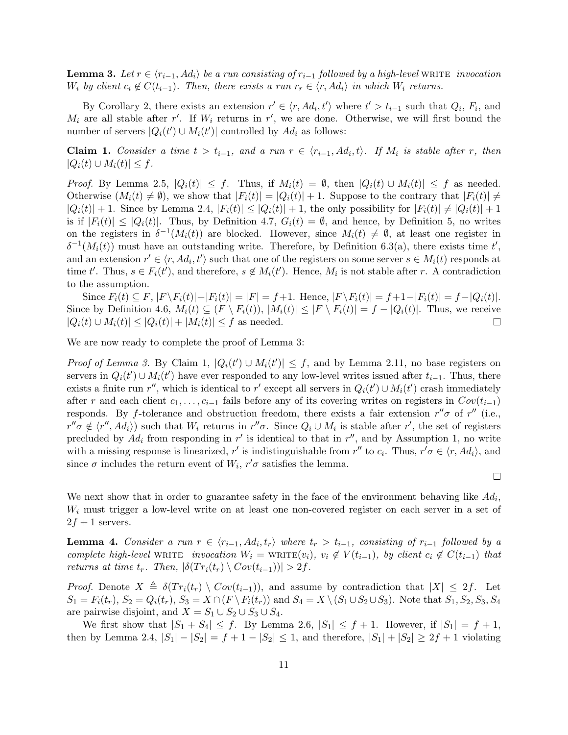**Lemma 3.** *Let $r \in \langle r_{i-1}, Ad_i \rangle$ be a run consisting of $r_{i-1}$ followed by a high-level* WRITE *invocation $W_i$ by client $c_i \notin C(t_{i-1})$. Then, there exists a run $r_r \in \langle r, Ad_i \rangle$ in which $W_i$ returns.*

By Corollary 2, there exists an extension $r' \in \langle r, Ad_i, t' \rangle$ where $t' > t_{i-1}$ such that $Q_i$, $F_i$, and $M_i$ are all stable after $r'$. If $W_i$ returns in $r'$, we are done. Otherwise, we will first bound the number of servers $|Q_i(t') \cup M_i(t')|$ controlled by $Ad_i$ as follows:

**Claim 1.** *Consider a time $t > t_{i-1}$, and a run $r \in \langle r_{i-1}, Ad_i, t \rangle$. If $M_i$ is stable after $r$, then $|Q_i(t) \cup M_i(t)| \leq f$.*

*Proof.* By Lemma 2.5, $|Q_i(t)| \leq f$. Thus, if $M_i(t) = \emptyset$, then $|Q_i(t) \cup M_i(t)| \leq f$ as needed. Otherwise ($M_i(t) \neq \emptyset$), we show that $|F_i(t)| = |Q_i(t)| + 1$. Suppose to the contrary that $|F_i(t)| \neq |Q_i(t)| + 1$. Since by Lemma 2.4, $|F_i(t)| \leq |Q_i(t)| + 1$, the only possibility for $|F_i(t)| \neq |Q_i(t)| + 1$ is if $|F_i(t)| \leq |Q_i(t)|$. Thus, by Definition 4.7, $G_i(t) = \emptyset$, and hence, by Definition 5, no writes on the registers in $\delta^{-1}(M_i(t))$ are blocked. However, since $M_i(t) \neq \emptyset$, at least one register in $\delta^{-1}(M_i(t))$ must have an outstanding write. Therefore, by Definition 6.3(a), there exists time $t'$, and an extension $r' \in \langle r, Ad_i, t' \rangle$ such that one of the registers on some server $s \in M_i(t)$ responds at time $t'$. Thus, $s \in F_i(t')$, and therefore, $s \notin M_i(t')$. Hence, $M_i$ is not stable after $r$. A contradiction to the assumption.

Since $F_i(t) \subseteq F$, $|F \setminus F_i(t)| + |F_i(t)| = |F| = f+1$. Hence, $|F \setminus F_i(t)| = f+1-|F_i(t)| = f - |Q_i(t)|$. Since by Definition 4.6, $M_i(t) \subseteq (F \setminus F_i(t))$, $|M_i(t)| \leq |F \setminus F_i(t)| = f - |Q_i(t)|$. Thus, we receive $|Q_i(t) \cup M_i(t)| \leq |Q_i(t)| + |M_i(t)| \leq f$ as needed. □

We are now ready to complete the proof of Lemma 3:

*Proof of Lemma 3.* By Claim 1, $|Q_i(t') \cup M_i(t')| \leq f$, and by Lemma 2.11, no base registers on servers in $Q_i(t') \cup M_i(t')$ have ever responded to any low-level writes issued after $t_{i-1}$. Thus, there exists a finite run $r''$, which is identical to $r'$ except all servers in $Q_i(t') \cup M_i(t')$ crash immediately after $r$ and each client $c_1, \ldots, c_{i-1}$ fails before any of its covering writes on registers in $Cov(t_{i-1})$ responds. By $f$-tolerance and obstruction freedom, there exists a fair extension $r''\sigma$ of $r''$ (i.e., $r''\sigma \notin \langle r'', Ad_i \rangle$) such that $W_i$ returns in $r''\sigma$. Since $Q_i \cup M_i$ is stable after $r'$, the set of registers precluded by $Ad_i$ from responding in $r'$ is identical to that in $r''$, and by Assumption 1, no write with a missing response is linearized, $r'$ is indistinguishable from $r''$ to $c_i$. Thus, $r'\sigma \in \langle r, Ad_i \rangle$, and since $\sigma$ includes the return event of $W_i$, $r'\sigma$ satisfies the lemma.

□

We next show that in order to guarantee safety in the face of the environment behaving like $Ad_i$, $W_i$ must trigger a low-level write on at least one non-covered register on each server in a set of $2f+1$ servers.

**Lemma 4.** *Consider a run $r \in \langle r_{i-1}, Ad_i, t_r \rangle$ where $t_r > t_{i-1}$, consisting of $r_{i-1}$ followed by a complete high-level* WRITE *invocation $W_i =$ WRITE$(v_i)$, $v_i \notin V(t_{i-1})$, by client $c_i \notin C(t_{i-1})$ that returns at time $t_r$. Then, $|\delta(Tr_i(t_r) \setminus Cov(t_{i-1}))| > 2f$.*

*Proof.* Denote $X \triangleq \delta(Tr_i(t_r) \setminus Cov(t_{i-1}))$, and assume by contradiction that $|X| \leq 2f$. Let $S_1 = F_i(t_r)$, $S_2 = Q_i(t_r)$, $S_3 = X \cap (F \setminus F_i(t_r))$ and $S_4 = X \setminus (S_1 \cup S_2 \cup S_3)$. Note that $S_1, S_2, S_3, S_4$ are pairwise disjoint, and $X = S_1 \cup S_2 \cup S_3 \cup S_4$.

We first show that $|S_1 + S_4| \leq f$. By Lemma 2.6, $|S_1| \leq f+1$. However, if $|S_1| = f+1$, then by Lemma 2.4, $|S_1| - |S_2| = f + 1 - |S_2| \leq 1$, and therefore, $|S_1| + |S_2| \geq 2f+1$ violating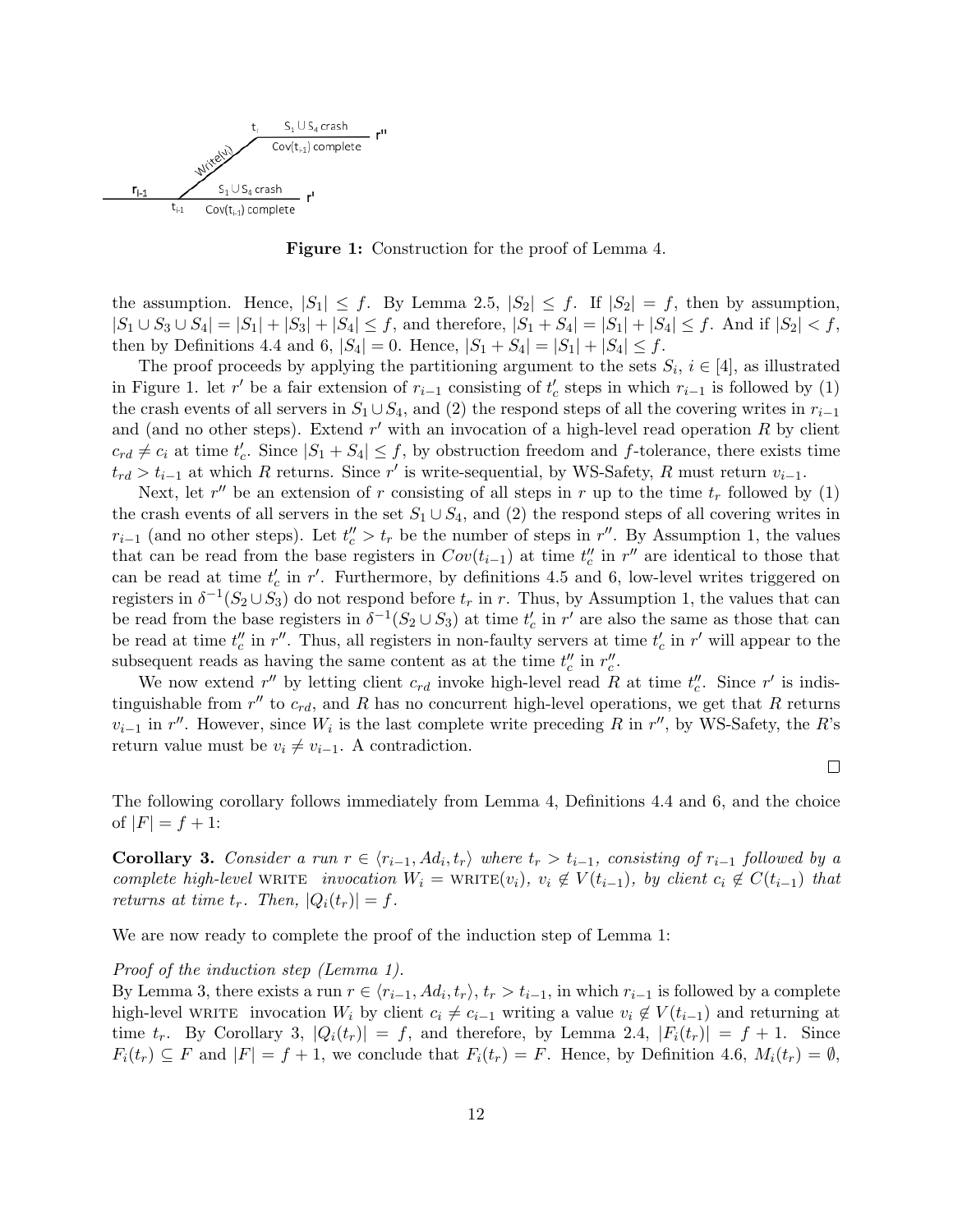$t_i$ $S_1 \cup S_4$ crash r''

Write(v)

Cov($t_{i-1}$) complete

$r_{i-1}$ $S_1 \cup S_4$ crash r'

$t_{i-1}$ Cov($t_{i-1}$) complete

**Figure 1:** Construction for the proof of Lemma 4.

the assumption. Hence, $|S_1| \leq f$. By Lemma 2.5, $|S_2| \leq f$. If $|S_2| = f$, then by assumption, $|S_1 \cup S_3 \cup S_4| = |S_1| + |S_3| + |S_4| \leq f$, and therefore, $|S_1 + S_4| = |S_1| + |S_4| \leq f$. And if $|S_2| < f$, then by Definitions 4.4 and 6, $|S_4| = 0$. Hence, $|S_1 + S_4| = |S_1| + |S_4| \leq f$.

The proof proceeds by applying the partitioning argument to the sets $S_i$, $i \in [4]$, as illustrated in Figure 1. let $r'$ be a fair extension of $r_{i-1}$ consisting of $t'_c$ steps in which $r_{i-1}$ is followed by (1) the crash events of all servers in $S_1 \cup S_4$, and (2) the respond steps of all the covering writes in $r_{i-1}$ and (and no other steps). Extend $r'$ with an invocation of a high-level read operation $R$ by client $c_{rd} \neq c_i$ at time $t'_c$. Since $|S_1 + S_4| \leq f$, by obstruction freedom and $f$-tolerance, there exists time $t_{rd} > t_{i-1}$ at which $R$ returns. Since $r'$ is write-sequential, by WS-Safety, $R$ must return $v_{i-1}$.

Next, let $r''$ be an extension of $r$ consisting of all steps in $r$ up to the time $t_r$ followed by (1) the crash events of all servers in the set $S_1 \cup S_4$, and (2) the respond steps of all covering writes in $r_{i-1}$ (and no other steps). Let $t''_c > t_r$ be the number of steps in $r''$. By Assumption 1, the values that can be read from the base registers in $Cov(t_{i-1})$ at time $t''_c$ in $r''$ are identical to those that can be read at time $t'_c$ in $r'$. Furthermore, by definitions 4.5 and 6, low-level writes triggered on registers in $\delta^{-1}(S_2 \cup S_3)$ do not respond before $t_r$ in $r$. Thus, by Assumption 1, the values that can be read from the base registers in $\delta^{-1}(S_2 \cup S_3)$ at time $t'_c$ in $r'$ are also the same as those that can be read at time $t''_c$ in $r''$. Thus, all registers in non-faulty servers at time $t'_c$ in $r'$ will appear to the subsequent reads as having the same content as at the time $t''_c$ in $r''_c$.

We now extend $r''$ by letting client $c_{rd}$ invoke high-level read $R$ at time $t''_c$. Since $r'$ is indistinguishable from $r''$ to $c_{rd}$, and $R$ has no concurrent high-level operations, we get that $R$ returns $v_{i-1}$ in $r''$. However, since $W_i$ is the last complete write preceding $R$ in $r''$, by WS-Safety, the $R$'s return value must be $v_i \neq v_{i-1}$. A contradiction.

□

The following corollary follows immediately from Lemma 4, Definitions 4.4 and 6, and the choice of $|F| = f + 1$:

**Corollary 3.** *Consider a run $r \in \langle r_{i-1}, Ad_i, t_r \rangle$ where $t_r > t_{i-1}$, consisting of $r_{i-1}$ followed by a complete high-level* WRITE *invocation $W_i = \text{WRITE}(v_i)$, $v_i \notin V(t_{i-1})$, by client $c_i \notin C(t_{i-1})$ that returns at time $t_r$. Then, $|Q_i(t_r)| = f$.*

We are now ready to complete the proof of the induction step of Lemma 1:

*Proof of the induction step (Lemma 1).*
By Lemma 3, there exists a run $r \in \langle r_{i-1}, Ad_i, t_r \rangle$, $t_r > t_{i-1}$, in which $r_{i-1}$ is followed by a complete high-level WRITE invocation $W_i$ by client $c_i \neq c_{i-1}$ writing a value $v_i \notin V(t_{i-1})$ and returning at time $t_r$. By Corollary 3, $|Q_i(t_r)| = f$, and therefore, by Lemma 2.4, $|F_i(t_r)| = f + 1$. Since $F_i(t_r) \subseteq F$ and $|F| = f + 1$, we conclude that $F_i(t_r) = F$. Hence, by Definition 4.6, $M_i(t_r) = \emptyset$,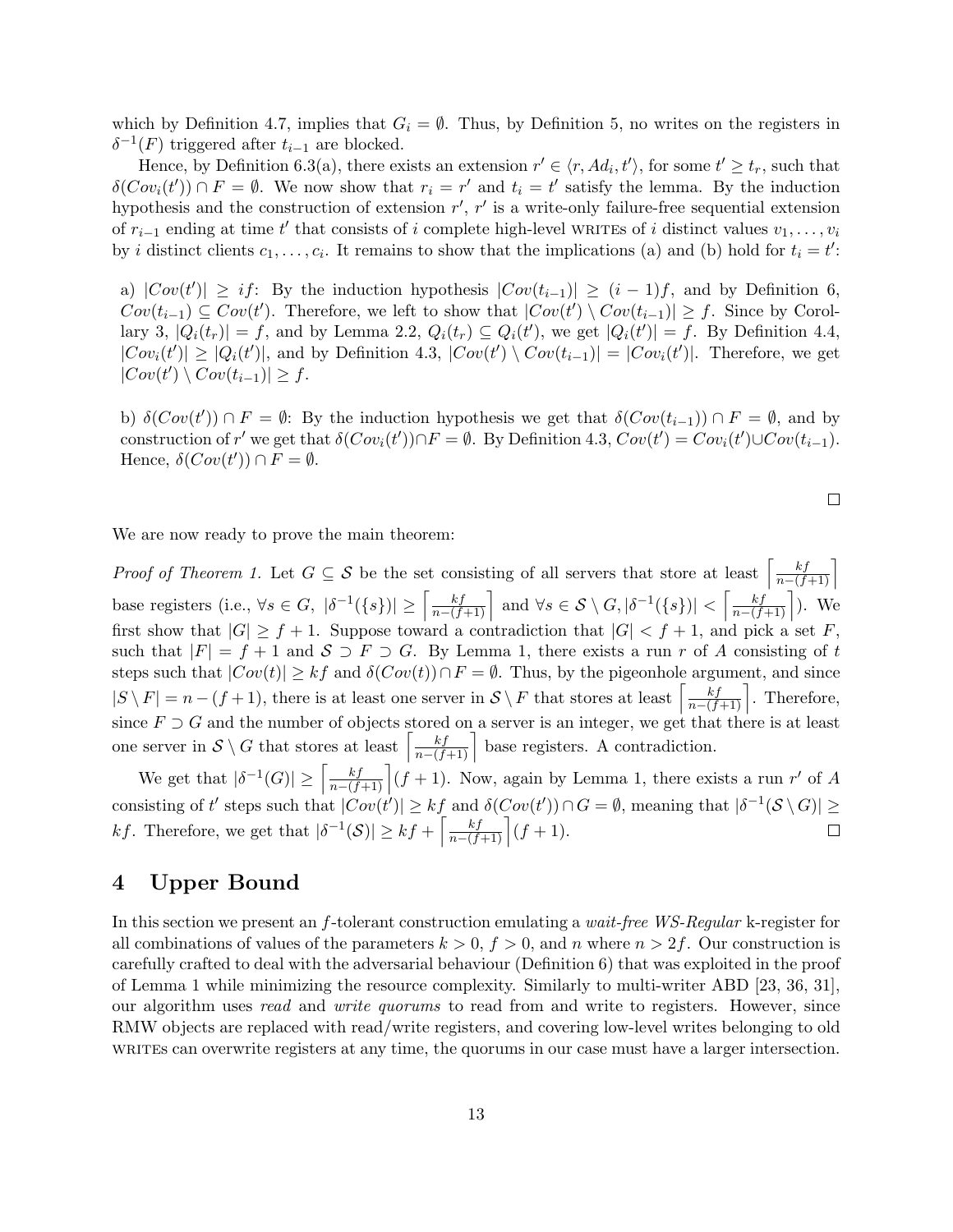which by Definition 4.7, implies that $G_i = \emptyset$. Thus, by Definition 5, no writes on the registers in $\delta^{-1}(F)$ triggered after $t_{i-1}$ are blocked.

Hence, by Definition 6.3(a), there exists an extension $r' \in \langle r, Ad_i, t' \rangle$, for some $t' \geq t_r$, such that $\delta(Cov_i(t')) \cap F = \emptyset$. We now show that $r_i = r'$ and $t_i = t'$ satisfy the lemma. By the induction hypothesis and the construction of extension $r'$, $r'$ is a write-only failure-free sequential extension of $r_{i-1}$ ending at time $t'$ that consists of $i$ complete high-level WRITEs of $i$ distinct values $v_1, \ldots, v_i$ by $i$ distinct clients $c_1, \ldots, c_i$. It remains to show that the implications (a) and (b) hold for $t_i = t'$:

a) $|Cov(t')| \geq if$: By the induction hypothesis $|Cov(t_{i-1})| \geq (i-1)f$, and by Definition 6, $Cov(t_{i-1}) \subseteq Cov(t')$. Therefore, we left to show that $|Cov(t') \setminus Cov(t_{i-1})| \geq f$. Since by Corollary 3, $|Q_i(t_r)| = f$, and by Lemma 2.2, $Q_i(t_r) \subseteq Q_i(t')$, we get $|Q_i(t')| = f$. By Definition 4.4, $|Cov_i(t')| \geq |Q_i(t')|$, and by Definition 4.3, $|Cov(t') \setminus Cov(t_{i-1})| = |Cov_i(t')|$. Therefore, we get $|Cov(t') \setminus Cov(t_{i-1})| \geq f$.

b) $\delta(Cov(t')) \cap F = \emptyset$: By the induction hypothesis we get that $\delta(Cov(t_{i-1})) \cap F = \emptyset$, and by construction of $r'$ we get that $\delta(Cov_i(t')) \cap F = \emptyset$. By Definition 4.3, $Cov(t') = Cov_i(t') \cup Cov(t_{i-1})$. Hence, $\delta(Cov(t')) \cap F = \emptyset$.

□

We are now ready to prove the main theorem:

*Proof of Theorem 1.* Let $G \subseteq \mathcal{S}$ be the set consisting of all servers that store at least $\left\lceil \frac{kf}{n-(f+1)} \right\rceil$ base registers (i.e., $\forall s \in G$, $|\delta^{-1}(\{s\})| \geq \left\lceil \frac{kf}{n-(f+1)} \right\rceil$ and $\forall s \in \mathcal{S} \setminus G, |\delta^{-1}(\{s\})| < \left\lceil \frac{kf}{n-(f+1)} \right\rceil$). We first show that $|G| \geq f+1$. Suppose toward a contradiction that $|G| < f+1$, and pick a set $F$, such that $|F| = f+1$ and $\mathcal{S} \supset F \supset G$. By Lemma 1, there exists a run $r$ of $A$ consisting of $t$ steps such that $|Cov(t)| \geq kf$ and $\delta(Cov(t)) \cap F = \emptyset$. Thus, by the pigeonhole argument, and since $|S \setminus F| = n-(f+1)$, there is at least one server in $\mathcal{S} \setminus F$ that stores at least $\left\lceil \frac{kf}{n-(f+1)} \right\rceil$. Therefore, since $F \supset G$ and the number of objects stored on a server is an integer, we get that there is at least one server in $\mathcal{S} \setminus G$ that stores at least $\left\lceil \frac{kf}{n-(f+1)} \right\rceil$ base registers. A contradiction.

We get that $|\delta^{-1}(G)| \geq \left\lceil \frac{kf}{n-(f+1)} \right\rceil (f+1)$. Now, again by Lemma 1, there exists a run $r'$ of $A$ consisting of $t'$ steps such that $|Cov(t')| \geq kf$ and $\delta(Cov(t')) \cap G = \emptyset$, meaning that $|\delta^{-1}(\mathcal{S} \setminus G)| \geq kf$. Therefore, we get that $|\delta^{-1}(\mathcal{S})| \geq kf + \left\lceil \frac{kf}{n-(f+1)} \right\rceil (f+1)$. □

# 4 Upper Bound

In this section we present an $f$-tolerant construction emulating a *wait-free WS-Regular* k-register for all combinations of values of the parameters $k > 0$, $f > 0$, and $n$ where $n > 2f$. Our construction is carefully crafted to deal with the adversarial behaviour (Definition 6) that was exploited in the proof of Lemma 1 while minimizing the resource complexity. Similarly to multi-writer ABD [23, 36, 31], our algorithm uses *read* and *write quorums* to read from and write to registers. However, since RMW objects are replaced with read/write registers, and covering low-level writes belonging to old WRITEs can overwrite registers at any time, the quorums in our case must have a larger intersection.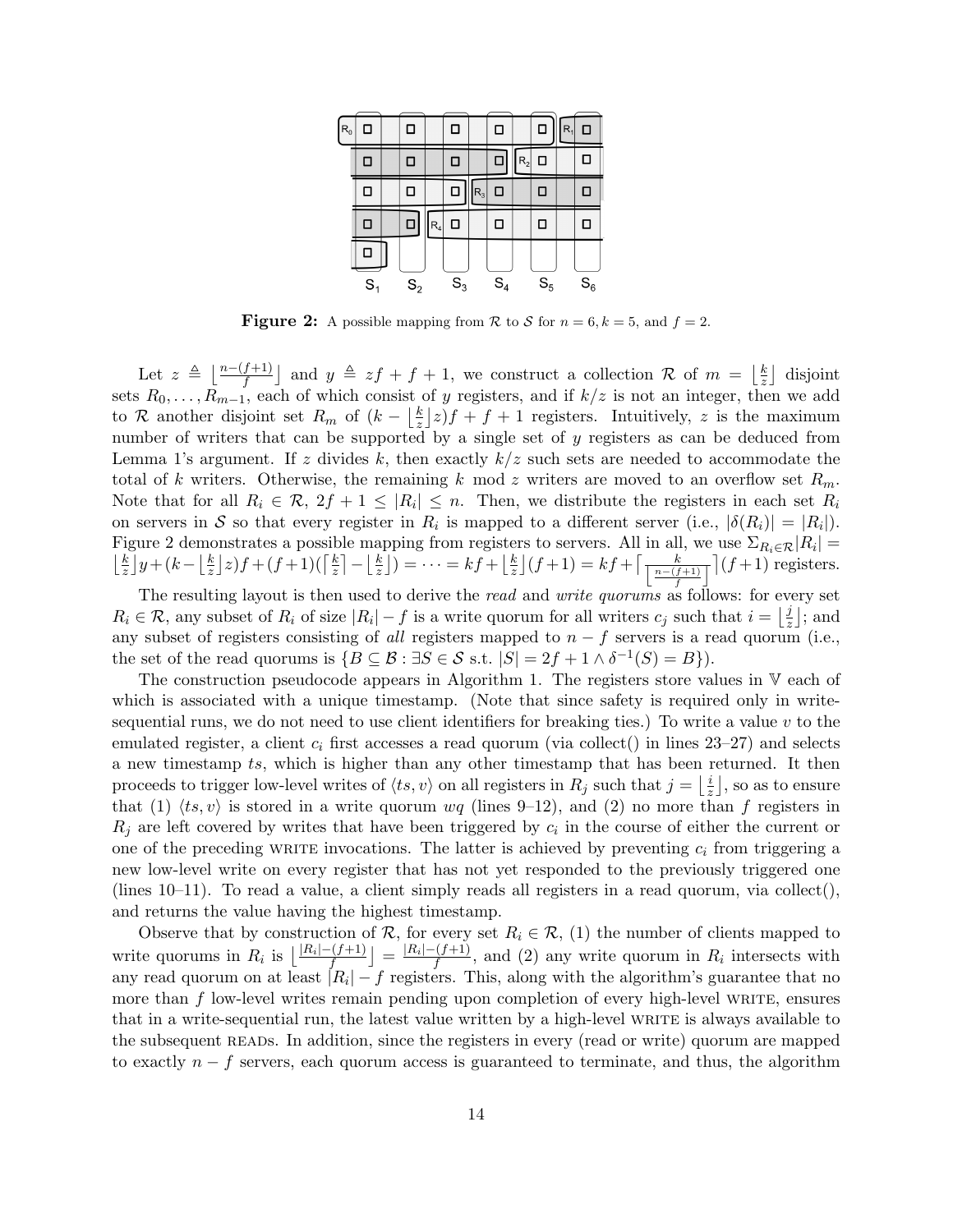R0 R1 R2 R3 R4

S1 S2 S3 S4 S5 S6

**Figure 2:** A possible mapping from $\mathcal{R}$ to $\mathcal{S}$ for $n = 6, k = 5$, and $f = 2$.

Let $z \triangleq \left\lfloor \frac{n-(f+1)}{f} \right\rfloor$ and $y \triangleq zf + f + 1$, we construct a collection $\mathcal{R}$ of $m = \left\lfloor \frac{k}{z} \right\rfloor$ disjoint sets $R_0, \ldots, R_{m-1}$, each of which consist of $y$ registers, and if $k/z$ is not an integer, then we add to $\mathcal{R}$ another disjoint set $R_m$ of $(k - \left\lfloor \frac{k}{z} \right\rfloor z)f + f + 1$ registers. Intuitively, $z$ is the maximum number of writers that can be supported by a single set of $y$ registers as can be deduced from Lemma 1's argument. If $z$ divides $k$, then exactly $k/z$ such sets are needed to accommodate the total of $k$ writers. Otherwise, the remaining $k \bmod z$ writers are moved to an overflow set $R_m$. Note that for all $R_i \in \mathcal{R}$, $2f + 1 \leq |R_i| \leq n$. Then, we distribute the registers in each set $R_i$ on servers in $\mathcal{S}$ so that every register in $R_i$ is mapped to a different server (i.e., $|\delta(R_i)| = |R_i|$). Figure 2 demonstrates a possible mapping from registers to servers. All in all, we use $\Sigma_{R_i \in \mathcal{R}} |R_i| = \left\lfloor \frac{k}{z} \right\rfloor y + (k - \left\lfloor \frac{k}{z} \right\rfloor z)f + (f+1)(\left\lceil \frac{k}{z} \right\rceil - \left\lfloor \frac{k}{z} \right\rfloor) = \cdots = kf + \left\lfloor \frac{k}{z} \right\rfloor (f+1) = kf + \left\lceil \frac{k}{\left\lfloor \frac{n-(f+1)}{f} \right\rfloor} \right\rceil (f+1)$ registers.

The resulting layout is then used to derive the *read* and *write quorums* as follows: for every set $R_i \in \mathcal{R}$, any subset of $R_i$ of size $|R_i| - f$ is a write quorum for all writers $c_j$ such that $i = \left\lfloor \frac{j}{z} \right\rfloor$; and any subset of registers consisting of *all* registers mapped to $n - f$ servers is a read quorum (i.e., the set of the read quorums is $\{B \subseteq \mathcal{B} : \exists S \in \mathcal{S} \text{ s.t. } |S| = 2f + 1 \wedge \delta^{-1}(S) = B\}$).

The construction pseudocode appears in Algorithm 1. The registers store values in $\mathbb{V}$ each of which is associated with a unique timestamp. (Note that since safety is required only in write-sequential runs, we do not need to use client identifiers for breaking ties.) To write a value $v$ to the emulated register, a client $c_i$ first accesses a read quorum (via collect() in lines 23–27) and selects a new timestamp $ts$, which is higher than any other timestamp that has been returned. It then proceeds to trigger low-level writes of $\langle ts, v \rangle$ on all registers in $R_j$ such that $j = \left\lfloor \frac{i}{z} \right\rfloor$, so as to ensure that (1) $\langle ts, v \rangle$ is stored in a write quorum $wq$ (lines 9–12), and (2) no more than $f$ registers in $R_j$ are left covered by writes that have been triggered by $c_i$ in the course of either the current or one of the preceding WRITE invocations. The latter is achieved by preventing $c_i$ from triggering a new low-level write on every register that has not yet responded to the previously triggered one (lines 10–11). To read a value, a client simply reads all registers in a read quorum, via collect(), and returns the value having the highest timestamp.

Observe that by construction of $\mathcal{R}$, for every set $R_i \in \mathcal{R}$, (1) the number of clients mapped to write quorums in $R_i$ is $\left\lfloor \frac{|R_i|-(f+1)}{f} \right\rfloor = \frac{|R_i|-(f+1)}{f}$, and (2) any write quorum in $R_i$ intersects with any read quorum on at least $|R_i| - f$ registers. This, along with the algorithm's guarantee that no more than $f$ low-level writes remain pending upon completion of every high-level WRITE, ensures that in a write-sequential run, the latest value written by a high-level WRITE is always available to the subsequent READs. In addition, since the registers in every (read or write) quorum are mapped to exactly $n - f$ servers, each quorum access is guaranteed to terminate, and thus, the algorithm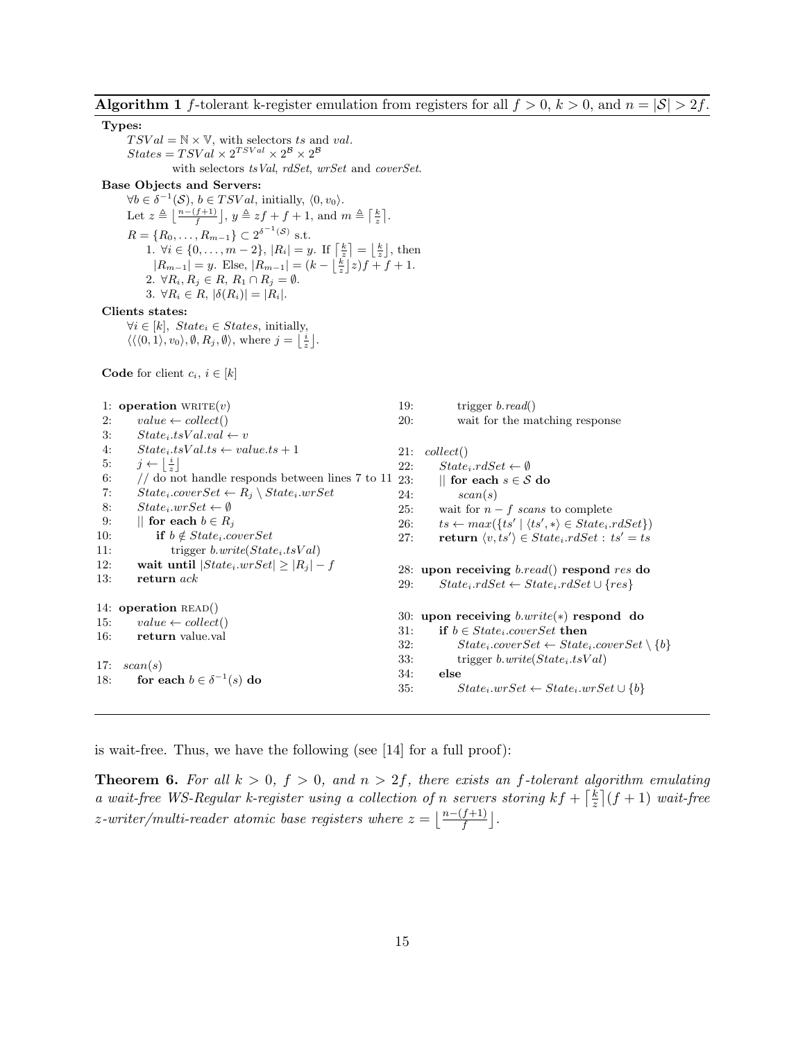**Algorithm 1** $f$-tolerant k-register emulation from registers for all $f > 0$, $k > 0$, and $n = |\mathcal{S}| > 2f$.

**Types:**

$TSVal = \mathbb{N} \times \mathbb{V}$, with selectors *ts* and *val*.
$States = TSVal \times 2^{TSVal} \times 2^{\mathcal{B}} \times 2^{\mathcal{B}}$
with selectors *tsVal*, *rdSet*, *wrSet* and *coverSet*.

**Base Objects and Servers:**

$\forall b \in \delta^{-1}(\mathcal{S})$, $b \in TSVal$, initially, $\langle 0, v_0 \rangle$.
Let $z \triangleq \left\lfloor \frac{n-(f+1)}{f} \right\rfloor$, $y \triangleq zf + f + 1$, and $m \triangleq \left\lceil \frac{k}{z} \right\rceil$.
$R = \{R_0, \ldots, R_{m-1}\} \subset 2^{\delta^{-1}(\mathcal{S})}$ s.t.

1. $\forall i \in \{0, \ldots, m-2\}$, $|R_i| = y$. If $\left\lceil \frac{k}{z} \right\rceil = \left\lfloor \frac{k}{z} \right\rfloor$, then $|R_{m-1}| = y$. Else, $|R_{m-1}| = (k - \left\lfloor \frac{k}{z} \right\rfloor z)f + f + 1$.
2. $\forall R_i, R_j \in R$, $R_1 \cap R_j = \emptyset$.
3. $\forall R_i \in R$, $|\delta(R_i)| = |R_i|$.

**Clients states:**

$\forall i \in [k]$, $State_i \in States$, initially,
$\langle \langle \langle 0, 1 \rangle, v_0 \rangle, \emptyset, R_j, \emptyset \rangle$, where $j = \left\lfloor \frac{i}{z} \right\rfloor$.

**Code** for client $c_i$, $i \in [k]$

```
1:  operation WRITE(v)
2:      value ← collect()
3:      State_i.tsVal.val ← v
4:      State_i.tsVal.ts ← value.ts + 1
5:      j ← ⌊i/z⌋
6:      // do not handle responds between lines 7 to 11
7:      State_i.coverSet ← R_j \ State_i.wrSet
8:      State_i.wrSet ← ∅
9:      || for each b ∈ R_j
10:         if b ∉ State_i.coverSet
11:             trigger b.write(State_i.tsVal)
12:     wait until |State_i.wrSet| ≥ |R_j| − f
13:     return ack

14: operation READ()
15:     value ← collect()
16:     return value.val

17: scan(s)
18:     for each b ∈ δ^{-1}(s) do
19:         trigger b.read()
20:         wait for the matching response

21: collect()
22:     State_i.rdSet ← ∅
23:     || for each s ∈ S do
24:         scan(s)
25:     wait for n − f scans to complete
26:     ts ← max({ts' | ⟨ts', *⟩ ∈ State_i.rdSet})
27:     return ⟨v, ts'⟩ ∈ State_i.rdSet : ts' = ts

28: upon receiving b.read() respond res do
29:     State_i.rdSet ← State_i.rdSet ∪ {res}

30: upon receiving b.write(*) respond do
31:     if b ∈ State_i.coverSet then
32:         State_i.coverSet ← State_i.coverSet \ {b}
33:         trigger b.write(State_i.tsVal)
34:     else
35:         State_i.wrSet ← State_i.wrSet ∪ {b}
```

is wait-free. Thus, we have the following (see [14] for a full proof):

**Theorem 6.** *For all $k > 0$, $f > 0$, and $n > 2f$, there exists an $f$-tolerant algorithm emulating a wait-free WS-Regular k-register using a collection of $n$ servers storing $kf + \left\lceil \frac{k}{z} \right\rceil (f+1)$ wait-free z-writer/multi-reader atomic base registers where $z = \left\lfloor \frac{n-(f+1)}{f} \right\rfloor$.*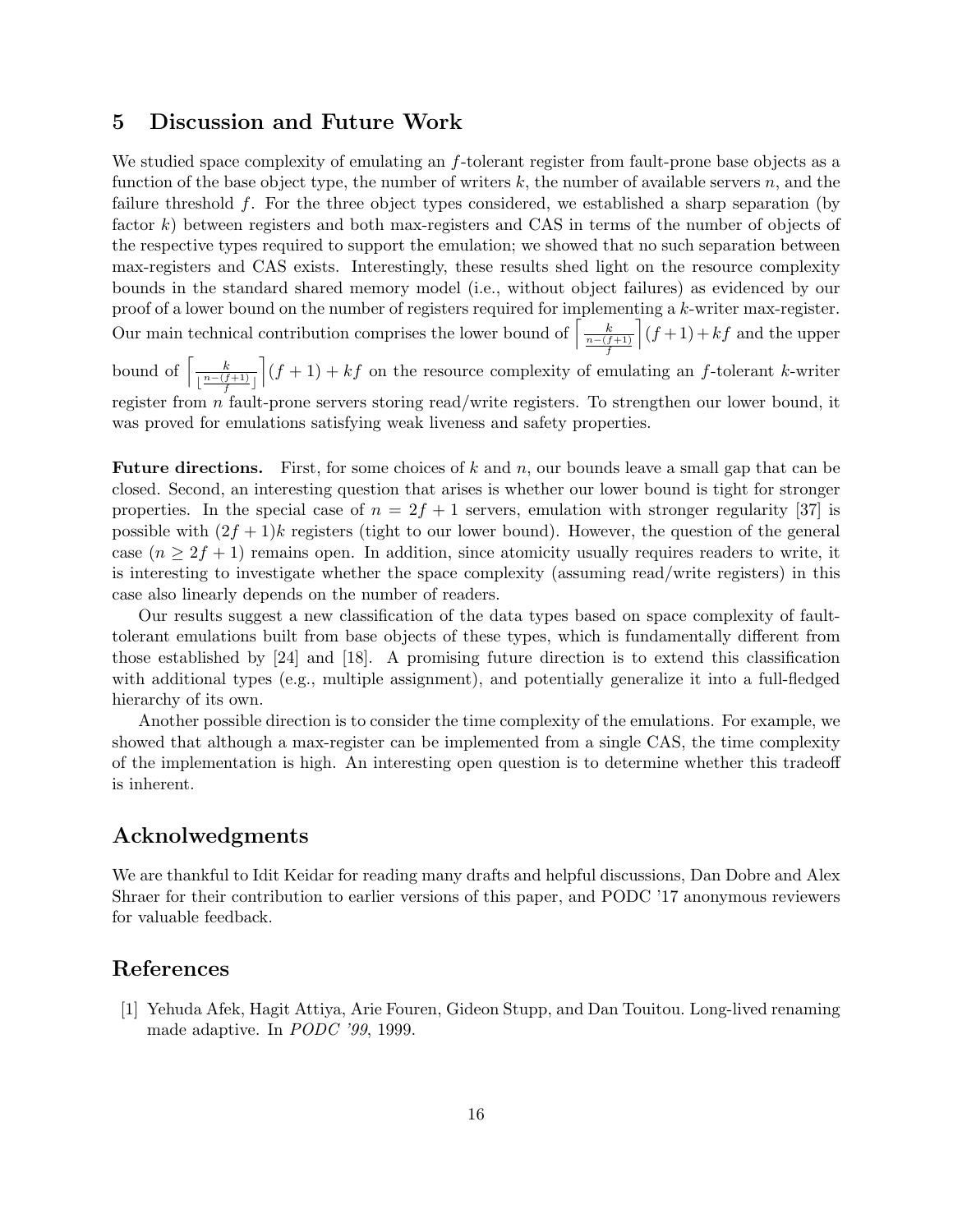## 5 Discussion and Future Work

We studied space complexity of emulating an $f$-tolerant register from fault-prone base objects as a function of the base object type, the number of writers $k$, the number of available servers $n$, and the failure threshold $f$. For the three object types considered, we established a sharp separation (by factor $k$) between registers and both max-registers and CAS in terms of the number of objects of the respective types required to support the emulation; we showed that no such separation between max-registers and CAS exists. Interestingly, these results shed light on the resource complexity bounds in the standard shared memory model (i.e., without object failures) as evidenced by our proof of a lower bound on the number of registers required for implementing a $k$-writer max-register. Our main technical contribution comprises the lower bound of $\left\lceil \frac{k}{\frac{n-(f+1)}{f}} \right\rceil (f+1) + kf$ and the upper bound of $\left\lceil \frac{k}{\lfloor \frac{n-(f+1)}{f} \rfloor} \right\rceil (f+1) + kf$ on the resource complexity of emulating an $f$-tolerant $k$-writer register from $n$ fault-prone servers storing read/write registers. To strengthen our lower bound, it was proved for emulations satisfying weak liveness and safety properties.

**Future directions.** First, for some choices of $k$ and $n$, our bounds leave a small gap that can be closed. Second, an interesting question that arises is whether our lower bound is tight for stronger properties. In the special case of $n = 2f+1$ servers, emulation with stronger regularity [37] is possible with $(2f+1)k$ registers (tight to our lower bound). However, the question of the general case ($n \geq 2f+1$) remains open. In addition, since atomicity usually requires readers to write, it is interesting to investigate whether the space complexity (assuming read/write registers) in this case also linearly depends on the number of readers.

Our results suggest a new classification of the data types based on space complexity of fault-tolerant emulations built from base objects of these types, which is fundamentally different from those established by [24] and [18]. A promising future direction is to extend this classification with additional types (e.g., multiple assignment), and potentially generalize it into a full-fledged hierarchy of its own.

Another possible direction is to consider the time complexity of the emulations. For example, we showed that although a max-register can be implemented from a single CAS, the time complexity of the implementation is high. An interesting open question is to determine whether this tradeoff is inherent.

## Acknolwedgments

We are thankful to Idit Keidar for reading many drafts and helpful discussions, Dan Dobre and Alex Shraer for their contribution to earlier versions of this paper, and PODC '17 anonymous reviewers for valuable feedback.

## References

[1] Yehuda Afek, Hagit Attiya, Arie Fouren, Gideon Stupp, and Dan Touitou. Long-lived renaming made adaptive. In *PODC '99*, 1999.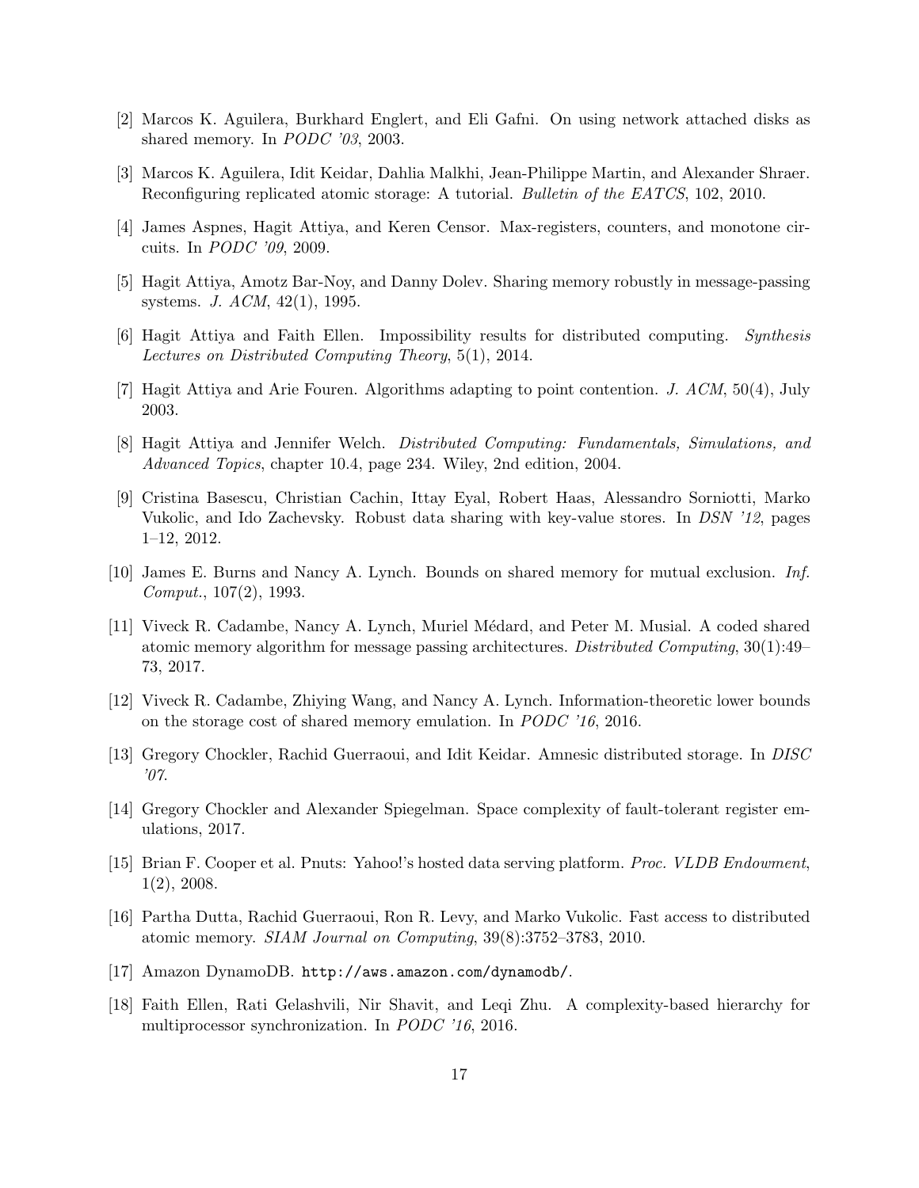[2] Marcos K. Aguilera, Burkhard Englert, and Eli Gafni. On using network attached disks as shared memory. In *PODC '03*, 2003.

[3] Marcos K. Aguilera, Idit Keidar, Dahlia Malkhi, Jean-Philippe Martin, and Alexander Shraer. Reconfiguring replicated atomic storage: A tutorial. *Bulletin of the EATCS*, 102, 2010.

[4] James Aspnes, Hagit Attiya, and Keren Censor. Max-registers, counters, and monotone circuits. In *PODC '09*, 2009.

[5] Hagit Attiya, Amotz Bar-Noy, and Danny Dolev. Sharing memory robustly in message-passing systems. *J. ACM*, 42(1), 1995.

[6] Hagit Attiya and Faith Ellen. Impossibility results for distributed computing. *Synthesis Lectures on Distributed Computing Theory*, 5(1), 2014.

[7] Hagit Attiya and Arie Fouren. Algorithms adapting to point contention. *J. ACM*, 50(4), July 2003.

[8] Hagit Attiya and Jennifer Welch. *Distributed Computing: Fundamentals, Simulations, and Advanced Topics*, chapter 10.4, page 234. Wiley, 2nd edition, 2004.

[9] Cristina Basescu, Christian Cachin, Ittay Eyal, Robert Haas, Alessandro Sorniotti, Marko Vukolic, and Ido Zachevsky. Robust data sharing with key-value stores. In *DSN '12*, pages 1–12, 2012.

[10] James E. Burns and Nancy A. Lynch. Bounds on shared memory for mutual exclusion. *Inf. Comput.*, 107(2), 1993.

[11] Viveck R. Cadambe, Nancy A. Lynch, Muriel Médard, and Peter M. Musial. A coded shared atomic memory algorithm for message passing architectures. *Distributed Computing*, 30(1):49–73, 2017.

[12] Viveck R. Cadambe, Zhiying Wang, and Nancy A. Lynch. Information-theoretic lower bounds on the storage cost of shared memory emulation. In *PODC '16*, 2016.

[13] Gregory Chockler, Rachid Guerraoui, and Idit Keidar. Amnesic distributed storage. In *DISC '07*.

[14] Gregory Chockler and Alexander Spiegelman. Space complexity of fault-tolerant register emulations, 2017.

[15] Brian F. Cooper et al. Pnuts: Yahoo!'s hosted data serving platform. *Proc. VLDB Endowment*, 1(2), 2008.

[16] Partha Dutta, Rachid Guerraoui, Ron R. Levy, and Marko Vukolic. Fast access to distributed atomic memory. *SIAM Journal on Computing*, 39(8):3752–3783, 2010.

[17] Amazon DynamoDB. `http://aws.amazon.com/dynamodb/`.

[18] Faith Ellen, Rati Gelashvili, Nir Shavit, and Leqi Zhu. A complexity-based hierarchy for multiprocessor synchronization. In *PODC '16*, 2016.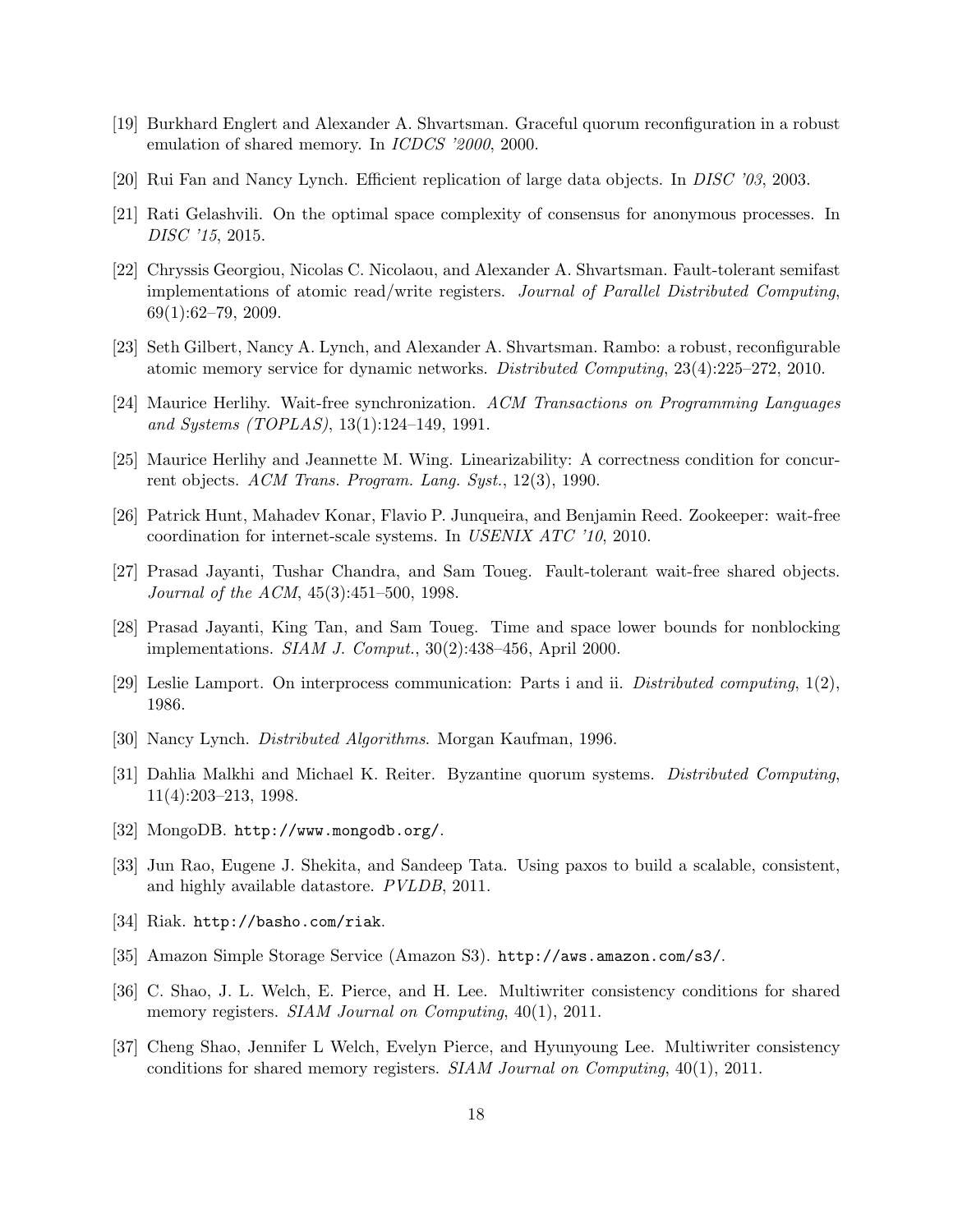[19] Burkhard Englert and Alexander A. Shvartsman. Graceful quorum reconfiguration in a robust emulation of shared memory. In *ICDCS '2000*, 2000.

[20] Rui Fan and Nancy Lynch. Efficient replication of large data objects. In *DISC '03*, 2003.

[21] Rati Gelashvili. On the optimal space complexity of consensus for anonymous processes. In *DISC '15*, 2015.

[22] Chryssis Georgiou, Nicolas C. Nicolaou, and Alexander A. Shvartsman. Fault-tolerant semifast implementations of atomic read/write registers. *Journal of Parallel Distributed Computing*, 69(1):62–79, 2009.

[23] Seth Gilbert, Nancy A. Lynch, and Alexander A. Shvartsman. Rambo: a robust, reconfigurable atomic memory service for dynamic networks. *Distributed Computing*, 23(4):225–272, 2010.

[24] Maurice Herlihy. Wait-free synchronization. *ACM Transactions on Programming Languages and Systems (TOPLAS)*, 13(1):124–149, 1991.

[25] Maurice Herlihy and Jeannette M. Wing. Linearizability: A correctness condition for concurrent objects. *ACM Trans. Program. Lang. Syst.*, 12(3), 1990.

[26] Patrick Hunt, Mahadev Konar, Flavio P. Junqueira, and Benjamin Reed. Zookeeper: wait-free coordination for internet-scale systems. In *USENIX ATC '10*, 2010.

[27] Prasad Jayanti, Tushar Chandra, and Sam Toueg. Fault-tolerant wait-free shared objects. *Journal of the ACM*, 45(3):451–500, 1998.

[28] Prasad Jayanti, King Tan, and Sam Toueg. Time and space lower bounds for nonblocking implementations. *SIAM J. Comput.*, 30(2):438–456, April 2000.

[29] Leslie Lamport. On interprocess communication: Parts i and ii. *Distributed computing*, 1(2), 1986.

[30] Nancy Lynch. *Distributed Algorithms*. Morgan Kaufman, 1996.

[31] Dahlia Malkhi and Michael K. Reiter. Byzantine quorum systems. *Distributed Computing*, 11(4):203–213, 1998.

[32] MongoDB. `http://www.mongodb.org/`.

[33] Jun Rao, Eugene J. Shekita, and Sandeep Tata. Using paxos to build a scalable, consistent, and highly available datastore. *PVLDB*, 2011.

[34] Riak. `http://basho.com/riak`.

[35] Amazon Simple Storage Service (Amazon S3). `http://aws.amazon.com/s3/`.

[36] C. Shao, J. L. Welch, E. Pierce, and H. Lee. Multiwriter consistency conditions for shared memory registers. *SIAM Journal on Computing*, 40(1), 2011.

[37] Cheng Shao, Jennifer L Welch, Evelyn Pierce, and Hyunyoung Lee. Multiwriter consistency conditions for shared memory registers. *SIAM Journal on Computing*, 40(1), 2011.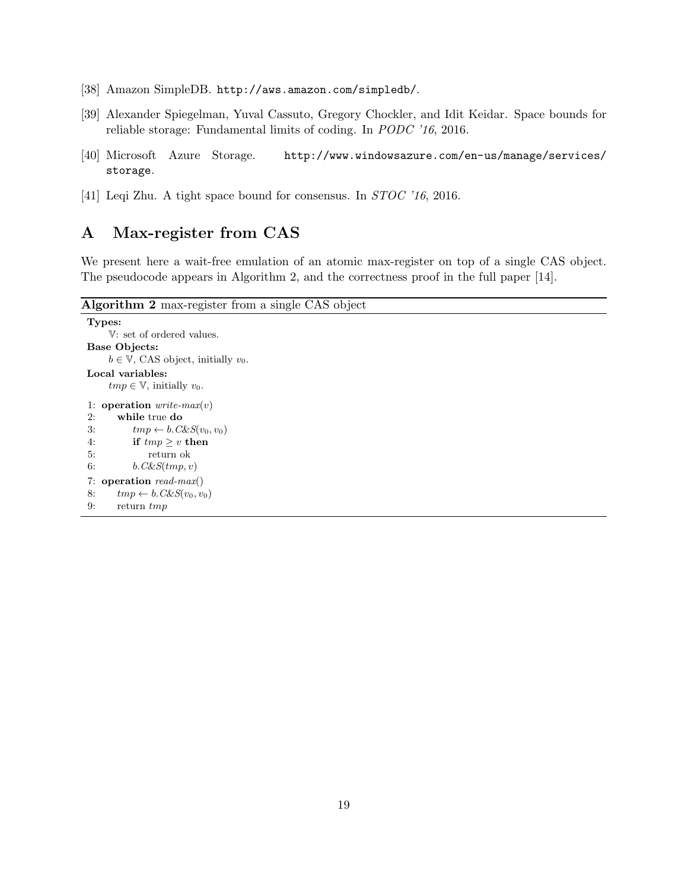[38] Amazon SimpleDB. `http://aws.amazon.com/simpledb/`.

[39] Alexander Spiegelman, Yuval Cassuto, Gregory Chockler, and Idit Keidar. Space bounds for reliable storage: Fundamental limits of coding. In *PODC '16*, 2016.

[40] Microsoft Azure Storage. `http://www.windowsazure.com/en-us/manage/services/storage`.

[41] Leqi Zhu. A tight space bound for consensus. In *STOC '16*, 2016.

# A Max-register from CAS

We present here a wait-free emulation of an atomic max-register on top of a single CAS object. The pseudocode appears in Algorithm 2, and the correctness proof in the full paper [14].

**Algorithm 2** max-register from a single CAS object

**Types:**
  $\mathbb{V}$: set of ordered values.
**Base Objects:**
  $b \in \mathbb{V}$, CAS object, initially $v_0$.
**Local variables:**
  $tmp \in \mathbb{V}$, initially $v_0$.

```
1: operation write-max(v)
2:     while true do
3:         tmp ← b.C&S(v0, v0)
4:         if tmp ≥ v then
5:             return ok
6:         b.C&S(tmp, v)
7: operation read-max()
8:     tmp ← b.C&S(v0, v0)
9:     return tmp
```